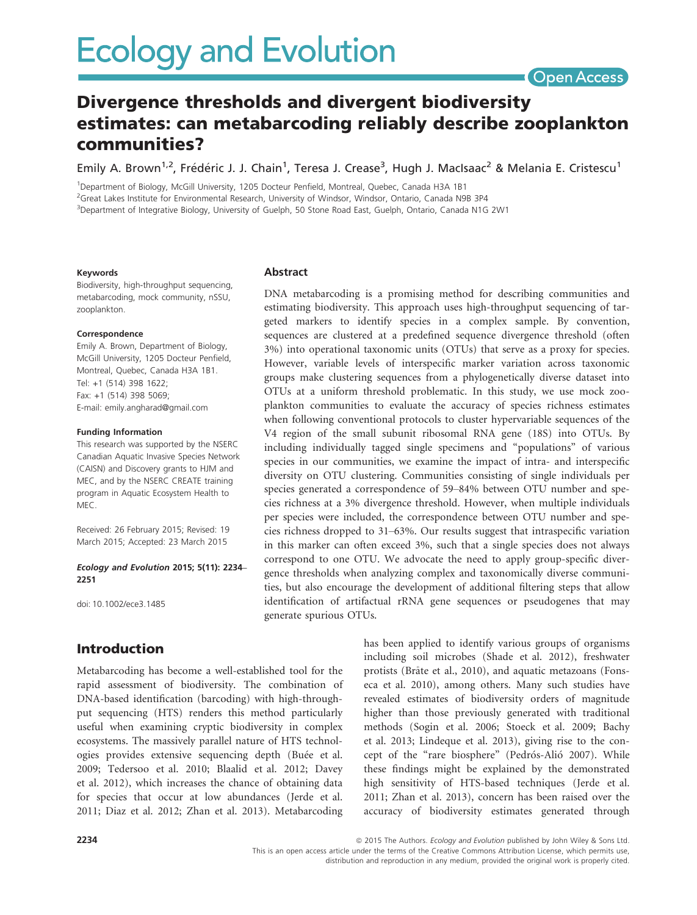# Divergence thresholds and divergent biodiversity estimates: can metabarcoding reliably describe zooplankton communities?

Emily A. Brown[1,2], Frédéric J. J. Chain[1], Teresa J. Crease[3], Hugh J. MacIsaac[2] & Melania E. Cristescu[1]

[1]Department of Biology, McGill University, 1205 Docteur Penfield, Montreal, Quebec, Canada H3A 1B1
[2]Great Lakes Institute for Environmental Research, University of Windsor, Windsor, Ontario, Canada N9B 3P4
[3]Department of Integrative Biology, University of Guelph, 50 Stone Road East, Guelph, Ontario, Canada N1G 2W1

**Keywords**

Biodiversity, high-throughput sequencing, metabarcoding, mock community, nSSU, zooplankton.

**Correspondence**

Emily A. Brown, Department of Biology, McGill University, 1205 Docteur Penfield, Montreal, Quebec, Canada H3A 1B1.
Tel: +1 (514) 398 1622;
Fax: +1 (514) 398 5069;
E-mail: emily.angharad@gmail.com

**Funding Information**

This research was supported by the NSERC Canadian Aquatic Invasive Species Network (CAISN) and Discovery grants to HJM and MEC, and by the NSERC CREATE training program in Aquatic Ecosystem Health to MEC.

Received: 26 February 2015; Revised: 19 March 2015; Accepted: 23 March 2015

***Ecology and Evolution* 2015; 5(11): 2234–2251**

doi: 10.1002/ece3.1485

## Abstract

DNA metabarcoding is a promising method for describing communities and estimating biodiversity. This approach uses high-throughput sequencing of targeted markers to identify species in a complex sample. By convention, sequences are clustered at a predefined sequence divergence threshold (often 3%) into operational taxonomic units (OTUs) that serve as a proxy for species. However, variable levels of interspecific marker variation across taxonomic groups make clustering sequences from a phylogenetically diverse dataset into OTUs at a uniform threshold problematic. In this study, we use mock zooplankton communities to evaluate the accuracy of species richness estimates when following conventional protocols to cluster hypervariable sequences of the V4 region of the small subunit ribosomal RNA gene (18S) into OTUs. By including individually tagged single specimens and "populations" of various species in our communities, we examine the impact of intra- and interspecific diversity on OTU clustering. Communities consisting of single individuals per species generated a correspondence of 59–84% between OTU number and species richness at a 3% divergence threshold. However, when multiple individuals per species were included, the correspondence between OTU number and species richness dropped to 31–63%. Our results suggest that intraspecific variation in this marker can often exceed 3%, such that a single species does not always correspond to one OTU. We advocate the need to apply group-specific divergence thresholds when analyzing complex and taxonomically diverse communities, but also encourage the development of additional filtering steps that allow identification of artifactual rRNA gene sequences or pseudogenes that may generate spurious OTUs.

## Introduction

Metabarcoding has become a well-established tool for the rapid assessment of biodiversity. The combination of DNA-based identification (barcoding) with high-throughput sequencing (HTS) renders this method particularly useful when examining cryptic biodiversity in complex ecosystems. The massively parallel nature of HTS technologies provides extensive sequencing depth (Buée et al. 2009; Tedersoo et al. 2010; Blaalid et al. 2012; Davey et al. 2012), which increases the chance of obtaining data for species that occur at low abundances (Jerde et al. 2011; Diaz et al. 2012; Zhan et al. 2013). Metabarcoding has been applied to identify various groups of organisms including soil microbes (Shade et al. 2012), freshwater protists (Bråte et al., 2010), and aquatic metazoans (Fonseca et al. 2010), among others. Many such studies have revealed estimates of biodiversity orders of magnitude higher than those previously generated with traditional methods (Sogin et al. 2006; Stoeck et al. 2009; Bachy et al. 2013; Lindeque et al. 2013), giving rise to the concept of the "rare biosphere" (Pedrós-Alió 2007). While these findings might be explained by the demonstrated high sensitivity of HTS-based techniques (Jerde et al. 2011; Zhan et al. 2013), concern has been raised over the accuracy of biodiversity estimates generated through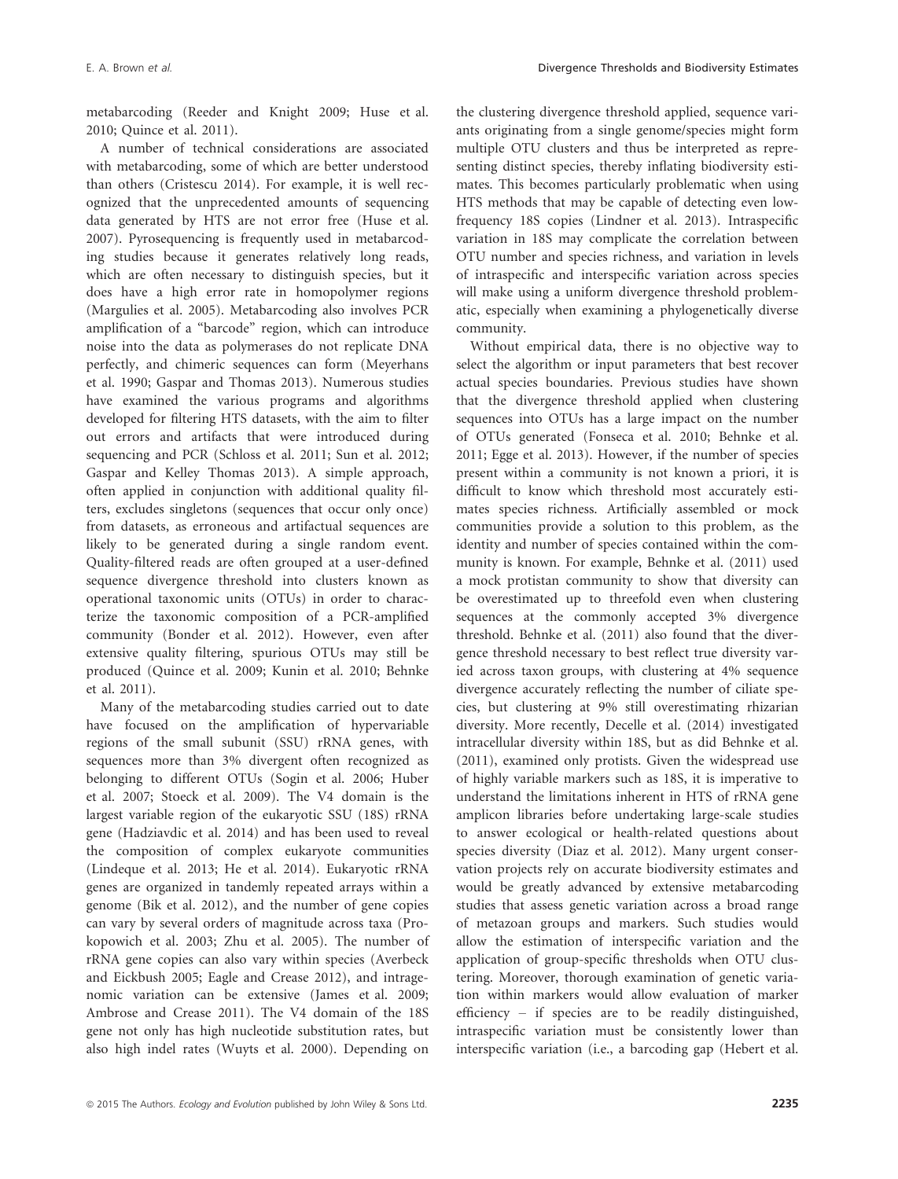metabarcoding (Reeder and Knight 2009; Huse et al. 2010; Quince et al. 2011).

A number of technical considerations are associated with metabarcoding, some of which are better understood than others (Cristescu 2014). For example, it is well recognized that the unprecedented amounts of sequencing data generated by HTS are not error free (Huse et al. 2007). Pyrosequencing is frequently used in metabarcoding studies because it generates relatively long reads, which are often necessary to distinguish species, but it does have a high error rate in homopolymer regions (Margulies et al. 2005). Metabarcoding also involves PCR amplification of a "barcode" region, which can introduce noise into the data as polymerases do not replicate DNA perfectly, and chimeric sequences can form (Meyerhans et al. 1990; Gaspar and Thomas 2013). Numerous studies have examined the various programs and algorithms developed for filtering HTS datasets, with the aim to filter out errors and artifacts that were introduced during sequencing and PCR (Schloss et al. 2011; Sun et al. 2012; Gaspar and Kelley Thomas 2013). A simple approach, often applied in conjunction with additional quality filters, excludes singletons (sequences that occur only once) from datasets, as erroneous and artifactual sequences are likely to be generated during a single random event. Quality-filtered reads are often grouped at a user-defined sequence divergence threshold into clusters known as operational taxonomic units (OTUs) in order to characterize the taxonomic composition of a PCR-amplified community (Bonder et al. 2012). However, even after extensive quality filtering, spurious OTUs may still be produced (Quince et al. 2009; Kunin et al. 2010; Behnke et al. 2011).

Many of the metabarcoding studies carried out to date have focused on the amplification of hypervariable regions of the small subunit (SSU) rRNA genes, with sequences more than 3% divergent often recognized as belonging to different OTUs (Sogin et al. 2006; Huber et al. 2007; Stoeck et al. 2009). The V4 domain is the largest variable region of the eukaryotic SSU (18S) rRNA gene (Hadziavdic et al. 2014) and has been used to reveal the composition of complex eukaryote communities (Lindeque et al. 2013; He et al. 2014). Eukaryotic rRNA genes are organized in tandemly repeated arrays within a genome (Bik et al. 2012), and the number of gene copies can vary by several orders of magnitude across taxa (Prokopowich et al. 2003; Zhu et al. 2005). The number of rRNA gene copies can also vary within species (Averbeck and Eickbush 2005; Eagle and Crease 2012), and intragenomic variation can be extensive (James et al. 2009; Ambrose and Crease 2011). The V4 domain of the 18S gene not only has high nucleotide substitution rates, but also high indel rates (Wuyts et al. 2000). Depending on the clustering divergence threshold applied, sequence variants originating from a single genome/species might form multiple OTU clusters and thus be interpreted as representing distinct species, thereby inflating biodiversity estimates. This becomes particularly problematic when using HTS methods that may be capable of detecting even low-frequency 18S copies (Lindner et al. 2013). Intraspecific variation in 18S may complicate the correlation between OTU number and species richness, and variation in levels of intraspecific and interspecific variation across species will make using a uniform divergence threshold problematic, especially when examining a phylogenetically diverse community.

Without empirical data, there is no objective way to select the algorithm or input parameters that best recover actual species boundaries. Previous studies have shown that the divergence threshold applied when clustering sequences into OTUs has a large impact on the number of OTUs generated (Fonseca et al. 2010; Behnke et al. 2011; Egge et al. 2013). However, if the number of species present within a community is not known a priori, it is difficult to know which threshold most accurately estimates species richness. Artificially assembled or mock communities provide a solution to this problem, as the identity and number of species contained within the community is known. For example, Behnke et al. (2011) used a mock protistan community to show that diversity can be overestimated up to threefold even when clustering sequences at the commonly accepted 3% divergence threshold. Behnke et al. (2011) also found that the divergence threshold necessary to best reflect true diversity varied across taxon groups, with clustering at 4% sequence divergence accurately reflecting the number of ciliate species, but clustering at 9% still overestimating rhizarian diversity. More recently, Decelle et al. (2014) investigated intracellular diversity within 18S, but as did Behnke et al. (2011), examined only protists. Given the widespread use of highly variable markers such as 18S, it is imperative to understand the limitations inherent in HTS of rRNA gene amplicon libraries before undertaking large-scale studies to answer ecological or health-related questions about species diversity (Diaz et al. 2012). Many urgent conservation projects rely on accurate biodiversity estimates and would be greatly advanced by extensive metabarcoding studies that assess genetic variation across a broad range of metazoan groups and markers. Such studies would allow the estimation of interspecific variation and the application of group-specific thresholds when OTU clustering. Moreover, thorough examination of genetic variation within markers would allow evaluation of marker efficiency – if species are to be readily distinguished, intraspecific variation must be consistently lower than interspecific variation (i.e., a barcoding gap (Hebert et al.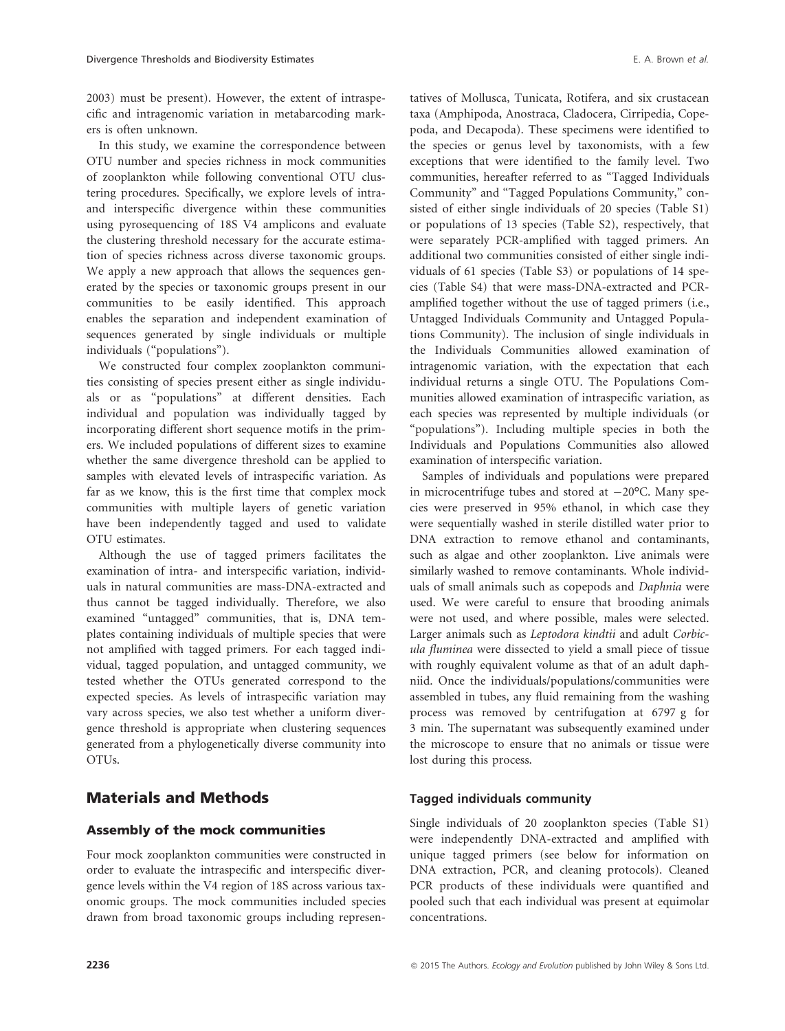2003) must be present). However, the extent of intraspecific and intragenomic variation in metabarcoding markers is often unknown.

In this study, we examine the correspondence between OTU number and species richness in mock communities of zooplankton while following conventional OTU clustering procedures. Specifically, we explore levels of intra- and interspecific divergence within these communities using pyrosequencing of 18S V4 amplicons and evaluate the clustering threshold necessary for the accurate estimation of species richness across diverse taxonomic groups. We apply a new approach that allows the sequences generated by the species or taxonomic groups present in our communities to be easily identified. This approach enables the separation and independent examination of sequences generated by single individuals or multiple individuals ("populations").

We constructed four complex zooplankton communities consisting of species present either as single individuals or as "populations" at different densities. Each individual and population was individually tagged by incorporating different short sequence motifs in the primers. We included populations of different sizes to examine whether the same divergence threshold can be applied to samples with elevated levels of intraspecific variation. As far as we know, this is the first time that complex mock communities with multiple layers of genetic variation have been independently tagged and used to validate OTU estimates.

Although the use of tagged primers facilitates the examination of intra- and interspecific variation, individuals in natural communities are mass-DNA-extracted and thus cannot be tagged individually. Therefore, we also examined "untagged" communities, that is, DNA templates containing individuals of multiple species that were not amplified with tagged primers. For each tagged individual, tagged population, and untagged community, we tested whether the OTUs generated correspond to the expected species. As levels of intraspecific variation may vary across species, we also test whether a uniform divergence threshold is appropriate when clustering sequences generated from a phylogenetically diverse community into OTUs.

## Materials and Methods

### Assembly of the mock communities

Four mock zooplankton communities were constructed in order to evaluate the intraspecific and interspecific divergence levels within the V4 region of 18S across various taxonomic groups. The mock communities included species drawn from broad taxonomic groups including representatives of Mollusca, Tunicata, Rotifera, and six crustacean taxa (Amphipoda, Anostraca, Cladocera, Cirripedia, Copepoda, and Decapoda). These specimens were identified to the species or genus level by taxonomists, with a few exceptions that were identified to the family level. Two communities, hereafter referred to as "Tagged Individuals Community" and "Tagged Populations Community," consisted of either single individuals of 20 species (Table S1) or populations of 13 species (Table S2), respectively, that were separately PCR-amplified with tagged primers. An additional two communities consisted of either single individuals of 61 species (Table S3) or populations of 14 species (Table S4) that were mass-DNA-extracted and PCR-amplified together without the use of tagged primers (i.e., Untagged Individuals Community and Untagged Populations Community). The inclusion of single individuals in the Individuals Communities allowed examination of intragenomic variation, with the expectation that each individual returns a single OTU. The Populations Communities allowed examination of intraspecific variation, as each species was represented by multiple individuals (or "populations"). Including multiple species in both the Individuals and Populations Communities also allowed examination of interspecific variation.

Samples of individuals and populations were prepared in microcentrifuge tubes and stored at −20°C. Many species were preserved in 95% ethanol, in which case they were sequentially washed in sterile distilled water prior to DNA extraction to remove ethanol and contaminants, such as algae and other zooplankton. Live animals were similarly washed to remove contaminants. Whole individuals of small animals such as copepods and *Daphnia* were used. We were careful to ensure that brooding animals were not used, and where possible, males were selected. Larger animals such as *Leptodora kindtii* and adult *Corbicula fluminea* were dissected to yield a small piece of tissue with roughly equivalent volume as that of an adult daphniid. Once the individuals/populations/communities were assembled in tubes, any fluid remaining from the washing process was removed by centrifugation at 6797 g for 3 min. The supernatant was subsequently examined under the microscope to ensure that no animals or tissue were lost during this process.

### Tagged individuals community

Single individuals of 20 zooplankton species (Table S1) were independently DNA-extracted and amplified with unique tagged primers (see below for information on DNA extraction, PCR, and cleaning protocols). Cleaned PCR products of these individuals were quantified and pooled such that each individual was present at equimolar concentrations.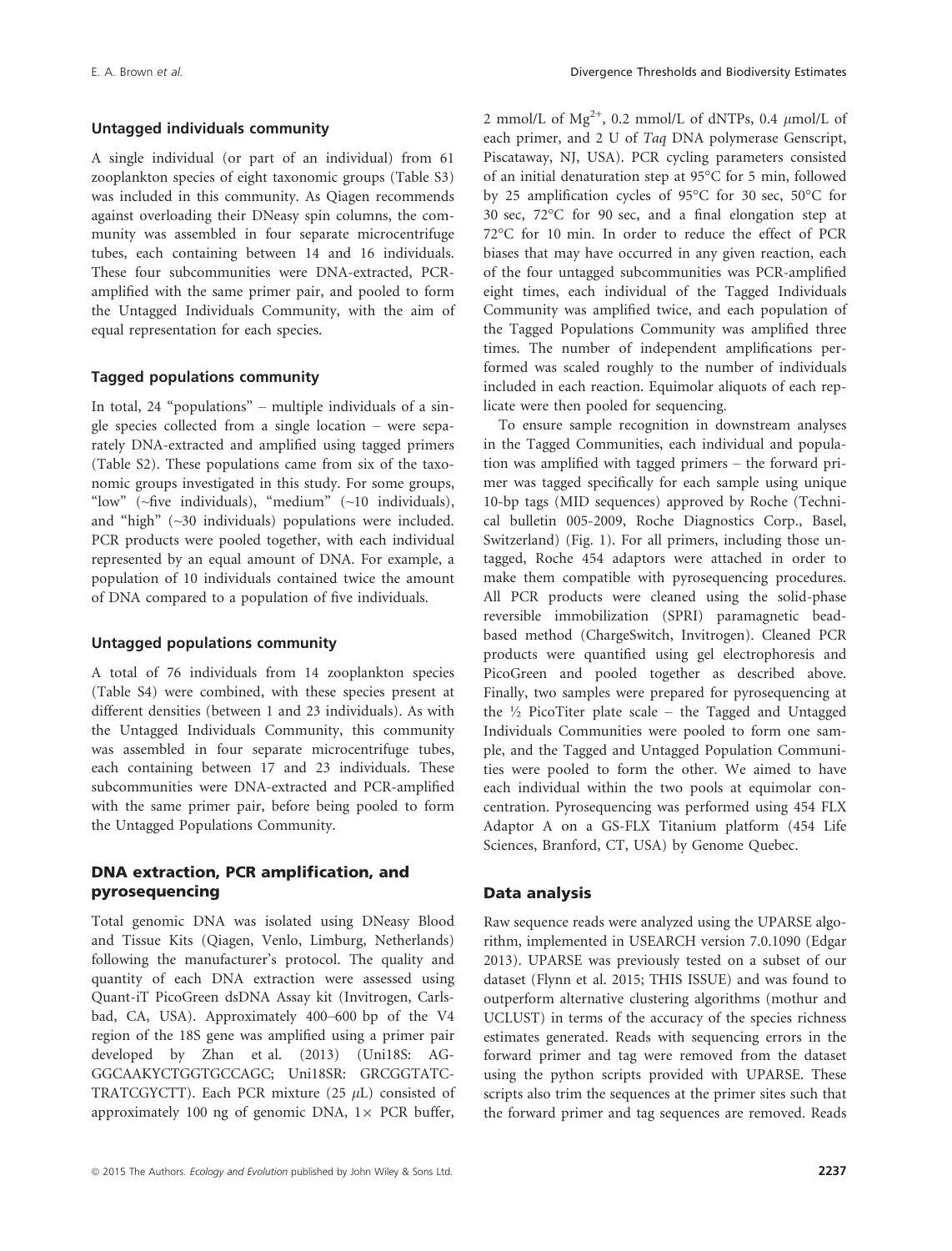### Untagged individuals community

A single individual (or part of an individual) from 61 zooplankton species of eight taxonomic groups (Table S3) was included in this community. As Qiagen recommends against overloading their DNeasy spin columns, the community was assembled in four separate microcentrifuge tubes, each containing between 14 and 16 individuals. These four subcommunities were DNA-extracted, PCR-amplified with the same primer pair, and pooled to form the Untagged Individuals Community, with the aim of equal representation for each species.

### Tagged populations community

In total, 24 "populations" – multiple individuals of a single species collected from a single location – were separately DNA-extracted and amplified using tagged primers (Table S2). These populations came from six of the taxonomic groups investigated in this study. For some groups, "low" (~five individuals), "medium" (~10 individuals), and "high" (~30 individuals) populations were included. PCR products were pooled together, with each individual represented by an equal amount of DNA. For example, a population of 10 individuals contained twice the amount of DNA compared to a population of five individuals.

### Untagged populations community

A total of 76 individuals from 14 zooplankton species (Table S4) were combined, with these species present at different densities (between 1 and 23 individuals). As with the Untagged Individuals Community, this community was assembled in four separate microcentrifuge tubes, each containing between 17 and 23 individuals. These subcommunities were DNA-extracted and PCR-amplified with the same primer pair, before being pooled to form the Untagged Populations Community.

## DNA extraction, PCR amplification, and pyrosequencing

Total genomic DNA was isolated using DNeasy Blood and Tissue Kits (Qiagen, Venlo, Limburg, Netherlands) following the manufacturer's protocol. The quality and quantity of each DNA extraction were assessed using Quant-iT PicoGreen dsDNA Assay kit (Invitrogen, Carlsbad, CA, USA). Approximately 400–600 bp of the V4 region of the 18S gene was amplified using a primer pair developed by Zhan et al. (2013) (Uni18S: AGGGCAAKYCTGGTGCCAGC; Uni18SR: GRCGGTATCTRATCGYCTT). Each PCR mixture (25 $\mu$L) consisted of approximately 100 ng of genomic DNA, 1× PCR buffer, 2 mmol/L of $Mg^{2+}$, 0.2 mmol/L of dNTPs, 0.4 $\mu$mol/L of each primer, and 2 U of *Taq* DNA polymerase Genscript, Piscataway, NJ, USA). PCR cycling parameters consisted of an initial denaturation step at 95°C for 5 min, followed by 25 amplification cycles of 95°C for 30 sec, 50°C for 30 sec, 72°C for 90 sec, and a final elongation step at 72°C for 10 min. In order to reduce the effect of PCR biases that may have occurred in any given reaction, each of the four untagged subcommunities was PCR-amplified eight times, each individual of the Tagged Individuals Community was amplified twice, and each population of the Tagged Populations Community was amplified three times. The number of independent amplifications performed was scaled roughly to the number of individuals included in each reaction. Equimolar aliquots of each replicate were then pooled for sequencing.

To ensure sample recognition in downstream analyses in the Tagged Communities, each individual and population was amplified with tagged primers – the forward primer was tagged specifically for each sample using unique 10-bp tags (MID sequences) approved by Roche (Technical bulletin 005-2009, Roche Diagnostics Corp., Basel, Switzerland) (Fig. 1). For all primers, including those untagged, Roche 454 adaptors were attached in order to make them compatible with pyrosequencing procedures. All PCR products were cleaned using the solid-phase reversible immobilization (SPRI) paramagnetic bead-based method (ChargeSwitch, Invitrogen). Cleaned PCR products were quantified using gel electrophoresis and PicoGreen and pooled together as described above. Finally, two samples were prepared for pyrosequencing at the ½ PicoTiter plate scale – the Tagged and Untagged Individuals Communities were pooled to form one sample, and the Tagged and Untagged Population Communities were pooled to form the other. We aimed to have each individual within the two pools at equimolar concentration. Pyrosequencing was performed using 454 FLX Adaptor A on a GS-FLX Titanium platform (454 Life Sciences, Branford, CT, USA) by Genome Quebec.

## Data analysis

Raw sequence reads were analyzed using the UPARSE algorithm, implemented in USEARCH version 7.0.1090 (Edgar 2013). UPARSE was previously tested on a subset of our dataset (Flynn et al. 2015; THIS ISSUE) and was found to outperform alternative clustering algorithms (mothur and UCLUST) in terms of the accuracy of the species richness estimates generated. Reads with sequencing errors in the forward primer and tag were removed from the dataset using the python scripts provided with UPARSE. These scripts also trim the sequences at the primer sites such that the forward primer and tag sequences are removed. Reads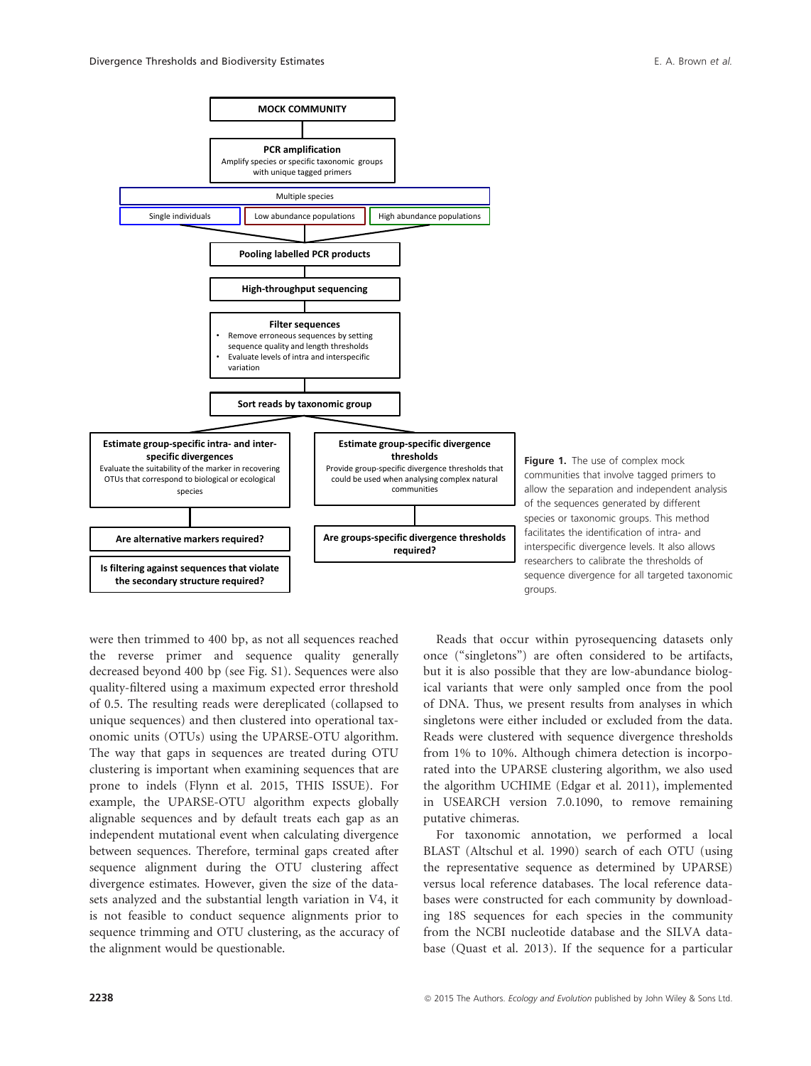MOCK COMMUNITY

PCR amplification
Amplify species or specific taxonomic groups with unique tagged primers

Multiple species

Single individuals | Low abundance populations | High abundance populations

Pooling labelled PCR products

High-throughput sequencing

Filter sequences
- Remove erroneous sequences by setting sequence quality and length thresholds
- Evaluate levels of intra and interspecific variation

Sort reads by taxonomic group

Estimate group-specific intra- and inter-specific divergences
Evaluate the suitability of the marker in recovering OTUs that correspond to biological or ecological species

Are alternative markers required?

Is filtering against sequences that violate the secondary structure required?

Estimate group-specific divergence thresholds
Provide group-specific divergence thresholds that could be used when analysing complex natural communities

Are groups-specific divergence thresholds required?

**Figure 1.** The use of complex mock communities that involve tagged primers to allow the separation and independent analysis of the sequences generated by different species or taxonomic groups. This method facilitates the identification of intra- and interspecific divergence levels. It also allows researchers to calibrate the thresholds of sequence divergence for all targeted taxonomic groups.

were then trimmed to 400 bp, as not all sequences reached the reverse primer and sequence quality generally decreased beyond 400 bp (see Fig. S1). Sequences were also quality-filtered using a maximum expected error threshold of 0.5. The resulting reads were dereplicated (collapsed to unique sequences) and then clustered into operational taxonomic units (OTUs) using the UPARSE-OTU algorithm. The way that gaps in sequences are treated during OTU clustering is important when examining sequences that are prone to indels (Flynn et al. 2015, THIS ISSUE). For example, the UPARSE-OTU algorithm expects globally alignable sequences and by default treats each gap as an independent mutational event when calculating divergence between sequences. Therefore, terminal gaps created after sequence alignment during the OTU clustering affect divergence estimates. However, given the size of the datasets analyzed and the substantial length variation in V4, it is not feasible to conduct sequence alignments prior to sequence trimming and OTU clustering, as the accuracy of the alignment would be questionable.

Reads that occur within pyrosequencing datasets only once ("singletons") are often considered to be artifacts, but it is also possible that they are low-abundance biological variants that were only sampled once from the pool of DNA. Thus, we present results from analyses in which singletons were either included or excluded from the data. Reads were clustered with sequence divergence thresholds from 1% to 10%. Although chimera detection is incorporated into the UPARSE clustering algorithm, we also used the algorithm UCHIME (Edgar et al. 2011), implemented in USEARCH version 7.0.1090, to remove remaining putative chimeras.

For taxonomic annotation, we performed a local BLAST (Altschul et al. 1990) search of each OTU (using the representative sequence as determined by UPARSE) versus local reference databases. The local reference databases were constructed for each community by downloading 18S sequences for each species in the community from the NCBI nucleotide database and the SILVA database (Quast et al. 2013). If the sequence for a particular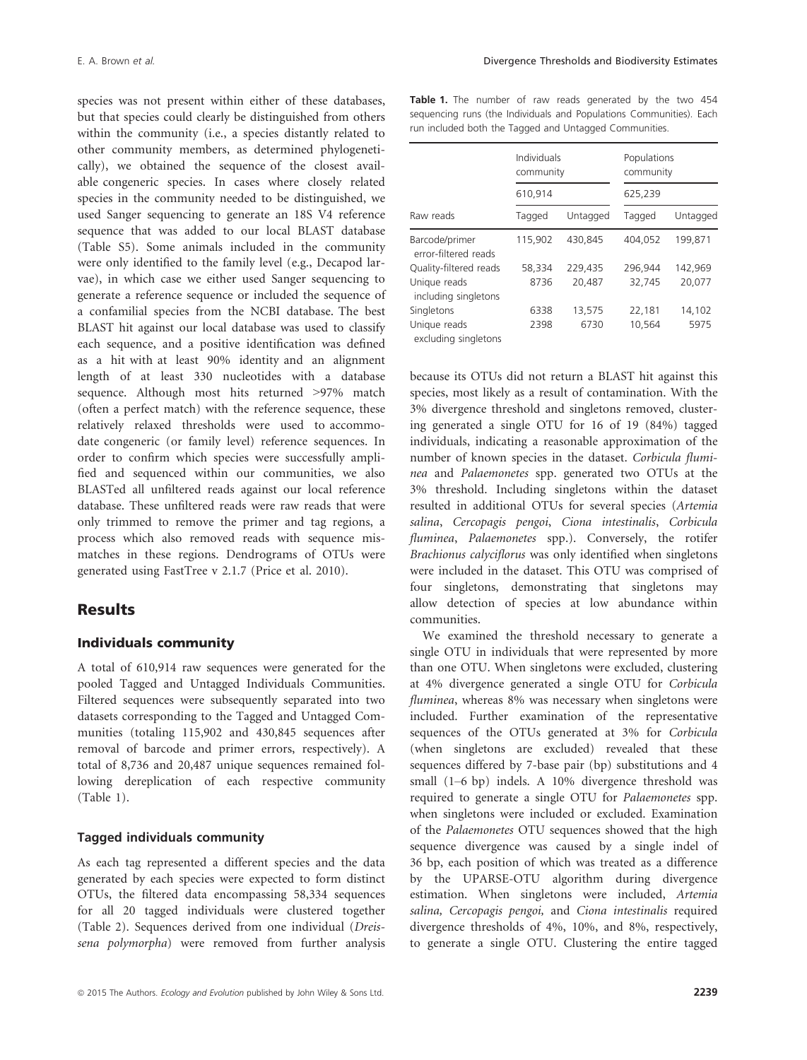species was not present within either of these databases, but that species could clearly be distinguished from others within the community (i.e., a species distantly related to other community members, as determined phylogenetically), we obtained the sequence of the closest available congeneric species. In cases where closely related species in the community needed to be distinguished, we used Sanger sequencing to generate an 18S V4 reference sequence that was added to our local BLAST database (Table S5). Some animals included in the community were only identified to the family level (e.g., Decapod larvae), in which case we either used Sanger sequencing to generate a reference sequence or included the sequence of a confamilial species from the NCBI database. The best BLAST hit against our local database was used to classify each sequence, and a positive identification was defined as a hit with at least 90% identity and an alignment length of at least 330 nucleotides with a database sequence. Although most hits returned >97% match (often a perfect match) with the reference sequence, these relatively relaxed thresholds were used to accommodate congeneric (or family level) reference sequences. In order to confirm which species were successfully amplified and sequenced within our communities, we also BLASTed all unfiltered reads against our local reference database. These unfiltered reads were raw reads that were only trimmed to remove the primer and tag regions, a process which also removed reads with sequence mismatches in these regions. Dendrograms of OTUs were generated using FastTree v 2.1.7 (Price et al. 2010).

## Results

### Individuals community

A total of 610,914 raw sequences were generated for the pooled Tagged and Untagged Individuals Communities. Filtered sequences were subsequently separated into two datasets corresponding to the Tagged and Untagged Communities (totaling 115,902 and 430,845 sequences after removal of barcode and primer errors, respectively). A total of 8,736 and 20,487 unique sequences remained following dereplication of each respective community (Table 1).

#### Tagged individuals community

As each tag represented a different species and the data generated by each species were expected to form distinct OTUs, the filtered data encompassing 58,334 sequences for all 20 tagged individuals were clustered together (Table 2). Sequences derived from one individual (*Dreissena polymorpha*) were removed from further analysis because its OTUs did not return a BLAST hit against this species, most likely as a result of contamination. With the 3% divergence threshold and singletons removed, clustering generated a single OTU for 16 of 19 (84%) tagged individuals, indicating a reasonable approximation of the number of known species in the dataset. *Corbicula fluminea* and *Palaemonetes* spp. generated two OTUs at the 3% threshold. Including singletons within the dataset resulted in additional OTUs for several species (*Artemia salina*, *Cercopagis pengoi*, *Ciona intestinalis*, *Corbicula fluminea*, *Palaemonetes* spp.). Conversely, the rotifer *Brachionus calyciflorus* was only identified when singletons were included in the dataset. This OTU was comprised of four singletons, demonstrating that singletons may allow detection of species at low abundance within communities.

We examined the threshold necessary to generate a single OTU in individuals that were represented by more than one OTU. When singletons were excluded, clustering at 4% divergence generated a single OTU for *Corbicula fluminea*, whereas 8% was necessary when singletons were included. Further examination of the representative sequences of the OTUs generated at 3% for *Corbicula* (when singletons are excluded) revealed that these sequences differed by 7-base pair (bp) substitutions and 4 small (1–6 bp) indels. A 10% divergence threshold was required to generate a single OTU for *Palaemonetes* spp. when singletons were included or excluded. Examination of the *Palaemonetes* OTU sequences showed that the high sequence divergence was caused by a single indel of 36 bp, each position of which was treated as a difference by the UPARSE-OTU algorithm during divergence estimation. When singletons were included, *Artemia salina, Cercopagis pengoi,* and *Ciona intestinalis* required divergence thresholds of 4%, 10%, and 8%, respectively, to generate a single OTU. Clustering the entire tagged

**Table 1.** The number of raw reads generated by the two 454 sequencing runs (the Individuals and Populations Communities). Each run included both the Tagged and Untagged Communities.

| | Individuals community | | Populations community | |
|---|---|---|---|---|
| | 610,914 | | 625,239 | |
| Raw reads | Tagged | Untagged | Tagged | Untagged |
| Barcode/primer error-filtered reads | 115,902 | 430,845 | 404,052 | 199,871 |
| Quality-filtered reads | 58,334 | 229,435 | 296,944 | 142,969 |
| Unique reads including singletons | 8736 | 20,487 | 32,745 | 20,077 |
| Singletons | 6338 | 13,575 | 22,181 | 14,102 |
| Unique reads excluding singletons | 2398 | 6730 | 10,564 | 5975 |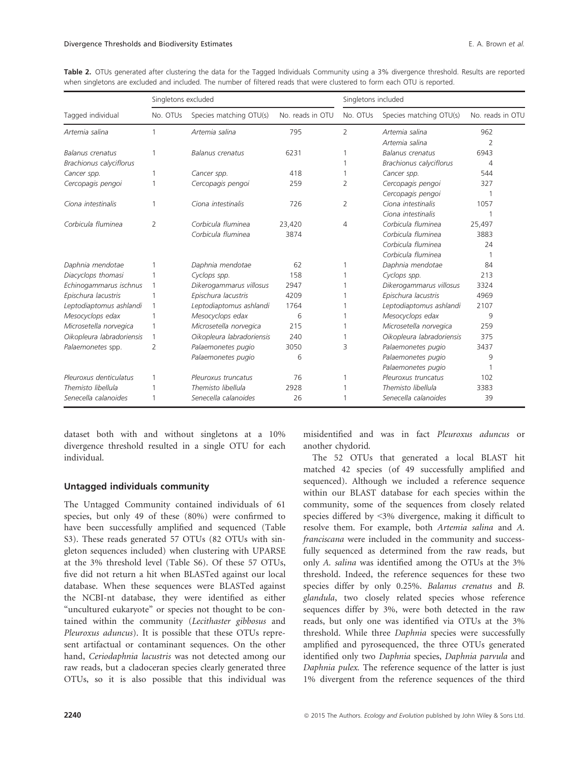**Table 2.** OTUs generated after clustering the data for the Tagged Individuals Community using a 3% divergence threshold. Results are reported when singletons are excluded and included. The number of filtered reads that were clustered to form each OTU is reported.

| Tagged individual | Singletons excluded | | | Singletons included | | |
|---|---|---|---|---|---|---|
| | No. OTUs | Species matching OTU(s) | No. reads in OTU | No. OTUs | Species matching OTU(s) | No. reads in OTU |
| *Artemia salina* | 1 | *Artemia salina* | 795 | 2 | *Artemia salina* | 962 |
| | | | | | *Artemia salina* | 2 |
| *Balanus crenatus* | 1 | *Balanus crenatus* | 6231 | 1 | *Balanus crenatus* | 6943 |
| *Brachionus calyciflorus* | | | | 1 | *Brachionus calyciflorus* | 4 |
| *Cancer* spp. | 1 | *Cancer* spp. | 418 | 1 | *Cancer* spp. | 544 |
| *Cercopagis pengoi* | 1 | *Cercopagis pengoi* | 259 | 2 | *Cercopagis pengoi* | 327 |
| | | | | | *Cercopagis pengoi* | 1 |
| *Ciona intestinalis* | 1 | *Ciona intestinalis* | 726 | 2 | *Ciona intestinalis* | 1057 |
| | | | | | *Ciona intestinalis* | 1 |
| *Corbicula fluminea* | 2 | *Corbicula fluminea* | 23,420 | 4 | *Corbicula fluminea* | 25,497 |
| | | *Corbicula fluminea* | 3874 | | *Corbicula fluminea* | 3883 |
| | | | | | *Corbicula fluminea* | 24 |
| | | | | | *Corbicula fluminea* | 1 |
| *Daphnia mendotae* | 1 | *Daphnia mendotae* | 62 | 1 | *Daphnia mendotae* | 84 |
| *Diacyclops thomasi* | 1 | *Cyclops* spp. | 158 | 1 | *Cyclops* spp. | 213 |
| *Echinogammarus ischnus* | 1 | *Dikerogammarus villosus* | 2947 | 1 | *Dikerogammarus villosus* | 3324 |
| *Epischura lacustris* | 1 | *Epischura lacustris* | 4209 | 1 | *Epischura lacustris* | 4969 |
| *Leptodiaptomus ashlandi* | 1 | *Leptodiaptomus ashlandi* | 1764 | 1 | *Leptodiaptomus ashlandi* | 2107 |
| *Mesocyclops edax* | 1 | *Mesocyclops edax* | 6 | 1 | *Mesocyclops edax* | 9 |
| *Microsetella norvegica* | 1 | *Microsetella norvegica* | 215 | 1 | *Microsetella norvegica* | 259 |
| *Oikopleura labradoriensis* | 1 | *Oikopleura labradoriensis* | 240 | 1 | *Oikopleura labradoriensis* | 375 |
| *Palaemonetes* spp. | 2 | *Palaemonetes pugio* | 3050 | 3 | *Palaemonetes pugio* | 3437 |
| | | *Palaemonetes pugio* | 6 | | *Palaemonetes pugio* | 9 |
| | | | | | *Palaemonetes pugio* | 1 |
| *Pleuroxus denticulatus* | 1 | *Pleuroxus truncatus* | 76 | 1 | *Pleuroxus truncatus* | 102 |
| *Themisto libellula* | 1 | *Themisto libellula* | 2928 | 1 | *Themisto libellula* | 3383 |
| *Senecella calanoides* | 1 | *Senecella calanoides* | 26 | 1 | *Senecella calanoides* | 39 |

dataset both with and without singletons at a 10% divergence threshold resulted in a single OTU for each individual.

### Untagged individuals community

The Untagged Community contained individuals of 61 species, but only 49 of these (80%) were confirmed to have been successfully amplified and sequenced (Table S3). These reads generated 57 OTUs (82 OTUs with singleton sequences included) when clustering with UPARSE at the 3% threshold level (Table S6). Of these 57 OTUs, five did not return a hit when BLASTed against our local database. When these sequences were BLASTed against the NCBI-nt database, they were identified as either "uncultured eukaryote" or species not thought to be contained within the community (*Lecithaster gibbosus* and *Pleuroxus aduncus*). It is possible that these OTUs represent artifactual or contaminant sequences. On the other hand, *Ceriodaphnia lacustris* was not detected among our raw reads, but a cladoceran species clearly generated three OTUs, so it is also possible that this individual was misidentified and was in fact *Pleuroxus aduncus* or another chydorid.

The 52 OTUs that generated a local BLAST hit matched 42 species (of 49 successfully amplified and sequenced). Although we included a reference sequence within our BLAST database for each species within the community, some of the sequences from closely related species differed by <3% divergence, making it difficult to resolve them. For example, both *Artemia salina* and *A. franciscana* were included in the community and successfully sequenced as determined from the raw reads, but only *A. salina* was identified among the OTUs at the 3% threshold. Indeed, the reference sequences for these two species differ by only 0.25%. *Balanus crenatus* and *B. glandula*, two closely related species whose reference sequences differ by 3%, were both detected in the raw reads, but only one was identified via OTUs at the 3% threshold. While three *Daphnia* species were successfully amplified and pyrosequenced, the three OTUs generated identified only two *Daphnia* species, *Daphnia parvula* and *Daphnia pulex*. The reference sequence of the latter is just 1% divergent from the reference sequences of the third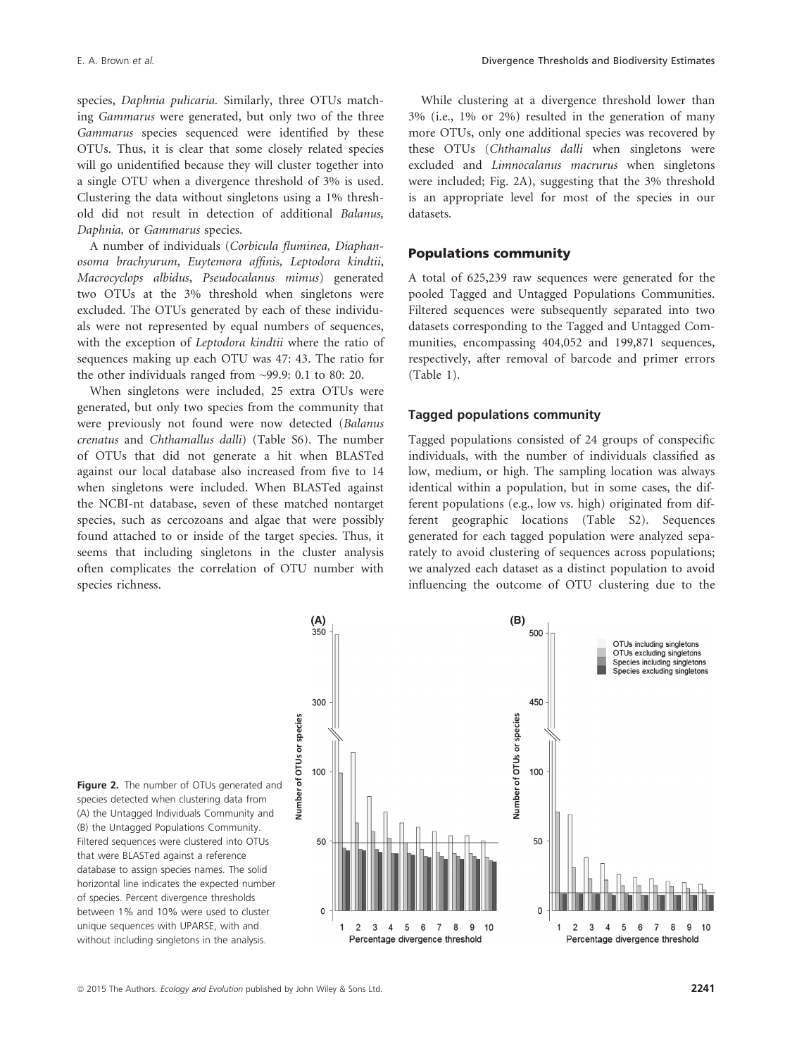species, *Daphnia pulicaria*. Similarly, three OTUs matching *Gammarus* were generated, but only two of the three *Gammarus* species sequenced were identified by these OTUs. Thus, it is clear that some closely related species will go unidentified because they will cluster together into a single OTU when a divergence threshold of 3% is used. Clustering the data without singletons using a 1% threshold did not result in detection of additional *Balanus*, *Daphnia*, or *Gammarus* species.

A number of individuals (*Corbicula fluminea*, *Diaphanosoma brachyurum*, *Euytemora affinis*, *Leptodora kindtii*, *Macrocyclops albidus*, *Pseudocalanus mimus*) generated two OTUs at the 3% threshold when singletons were excluded. The OTUs generated by each of these individuals were not represented by equal numbers of sequences, with the exception of *Leptodora kindtii* where the ratio of sequences making up each OTU was 47: 43. The ratio for the other individuals ranged from ~99.9: 0.1 to 80: 20.

When singletons were included, 25 extra OTUs were generated, but only two species from the community that were previously not found were now detected (*Balanus crenatus* and *Chthamallus dalli*) (Table S6). The number of OTUs that did not generate a hit when BLASTed against our local database also increased from five to 14 when singletons were included. When BLASTed against the NCBI-nt database, seven of these matched nontarget species, such as cercozoans and algae that were possibly found attached to or inside of the target species. Thus, it seems that including singletons in the cluster analysis often complicates the correlation of OTU number with species richness.

While clustering at a divergence threshold lower than 3% (i.e., 1% or 2%) resulted in the generation of many more OTUs, only one additional species was recovered by these OTUs (*Chthamalus dalli* when singletons were excluded and *Limnocalanus macrurus* when singletons were included; Fig. 2A), suggesting that the 3% threshold is an appropriate level for most of the species in our datasets.

## Populations community

A total of 625,239 raw sequences were generated for the pooled Tagged and Untagged Populations Communities. Filtered sequences were subsequently separated into two datasets corresponding to the Tagged and Untagged Communities, encompassing 404,052 and 199,871 sequences, respectively, after removal of barcode and primer errors (Table 1).

### Tagged populations community

Tagged populations consisted of 24 groups of conspecific individuals, with the number of individuals classified as low, medium, or high. The sampling location was always identical within a population, but in some cases, the different populations (e.g., low vs. high) originated from different geographic locations (Table S2). Sequences generated for each tagged population were analyzed separately to avoid clustering of sequences across populations; we analyzed each dataset as a distinct population to avoid influencing the outcome of OTU clustering due to the

**Figure 2.** The number of OTUs generated and species detected when clustering data from (A) the Untagged Individuals Community and (B) the Untagged Populations Community. Filtered sequences were clustered into OTUs that were BLASTed against a reference database to assign species names. The solid horizontal line indicates the expected number of species. Percent divergence thresholds between 1% and 10% were used to cluster unique sequences with UPARSE, with and without including singletons in the analysis.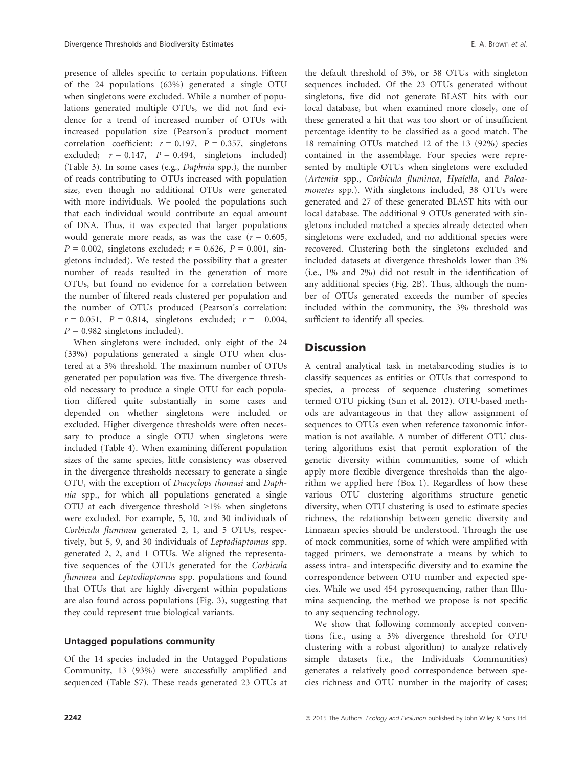presence of alleles specific to certain populations. Fifteen of the 24 populations (63%) generated a single OTU when singletons were excluded. While a number of populations generated multiple OTUs, we did not find evidence for a trend of increased number of OTUs with increased population size (Pearson's product moment correlation coefficient: $r = 0.197$, $P = 0.357$, singletons excluded; $r = 0.147$, $P = 0.494$, singletons included) (Table 3). In some cases (e.g., *Daphnia* spp.), the number of reads contributing to OTUs increased with population size, even though no additional OTUs were generated with more individuals. We pooled the populations such that each individual would contribute an equal amount of DNA. Thus, it was expected that larger populations would generate more reads, as was the case ($r = 0.605$, $P = 0.002$, singletons excluded; $r = 0.626$, $P = 0.001$, singletons included). We tested the possibility that a greater number of reads resulted in the generation of more OTUs, but found no evidence for a correlation between the number of filtered reads clustered per population and the number of OTUs produced (Pearson's correlation: $r = 0.051$, $P = 0.814$, singletons excluded; $r = -0.004$, $P = 0.982$ singletons included).

When singletons were included, only eight of the 24 (33%) populations generated a single OTU when clustered at a 3% threshold. The maximum number of OTUs generated per population was five. The divergence threshold necessary to produce a single OTU for each population differed quite substantially in some cases and depended on whether singletons were included or excluded. Higher divergence thresholds were often necessary to produce a single OTU when singletons were included (Table 4). When examining different population sizes of the same species, little consistency was observed in the divergence thresholds necessary to generate a single OTU, with the exception of *Diacyclops thomasi* and *Daphnia* spp., for which all populations generated a single OTU at each divergence threshold >1% when singletons were excluded. For example, 5, 10, and 30 individuals of *Corbicula fluminea* generated 2, 1, and 5 OTUs, respectively, but 5, 9, and 30 individuals of *Leptodiaptomus* spp. generated 2, 2, and 1 OTUs. We aligned the representative sequences of the OTUs generated for the *Corbicula fluminea* and *Leptodiaptomus* spp. populations and found that OTUs that are highly divergent within populations are also found across populations (Fig. 3), suggesting that they could represent true biological variants.

### Untagged populations community

Of the 14 species included in the Untagged Populations Community, 13 (93%) were successfully amplified and sequenced (Table S7). These reads generated 23 OTUs at the default threshold of 3%, or 38 OTUs with singleton sequences included. Of the 23 OTUs generated without singletons, five did not generate BLAST hits with our local database, but when examined more closely, one of these generated a hit that was too short or of insufficient percentage identity to be classified as a good match. The 18 remaining OTUs matched 12 of the 13 (92%) species contained in the assemblage. Four species were represented by multiple OTUs when singletons were excluded (*Artemia* spp., *Corbicula fluminea*, *Hyalella*, and *Paleamonetes* spp.). With singletons included, 38 OTUs were generated and 27 of these generated BLAST hits with our local database. The additional 9 OTUs generated with singletons included matched a species already detected when singletons were excluded, and no additional species were recovered. Clustering both the singletons excluded and included datasets at divergence thresholds lower than 3% (i.e., 1% and 2%) did not result in the identification of any additional species (Fig. 2B). Thus, although the number of OTUs generated exceeds the number of species included within the community, the 3% threshold was sufficient to identify all species.

## Discussion

A central analytical task in metabarcoding studies is to classify sequences as entities or OTUs that correspond to species, a process of sequence clustering sometimes termed OTU picking (Sun et al. 2012). OTU-based methods are advantageous in that they allow assignment of sequences to OTUs even when reference taxonomic information is not available. A number of different OTU clustering algorithms exist that permit exploration of the genetic diversity within communities, some of which apply more flexible divergence thresholds than the algorithm we applied here (Box 1). Regardless of how these various OTU clustering algorithms structure genetic diversity, when OTU clustering is used to estimate species richness, the relationship between genetic diversity and Linnaean species should be understood. Through the use of mock communities, some of which were amplified with tagged primers, we demonstrate a means by which to assess intra- and interspecific diversity and to examine the correspondence between OTU number and expected species. While we used 454 pyrosequencing, rather than Illumina sequencing, the method we propose is not specific to any sequencing technology.

We show that following commonly accepted conventions (i.e., using a 3% divergence threshold for OTU clustering with a robust algorithm) to analyze relatively simple datasets (i.e., the Individuals Communities) generates a relatively good correspondence between species richness and OTU number in the majority of cases;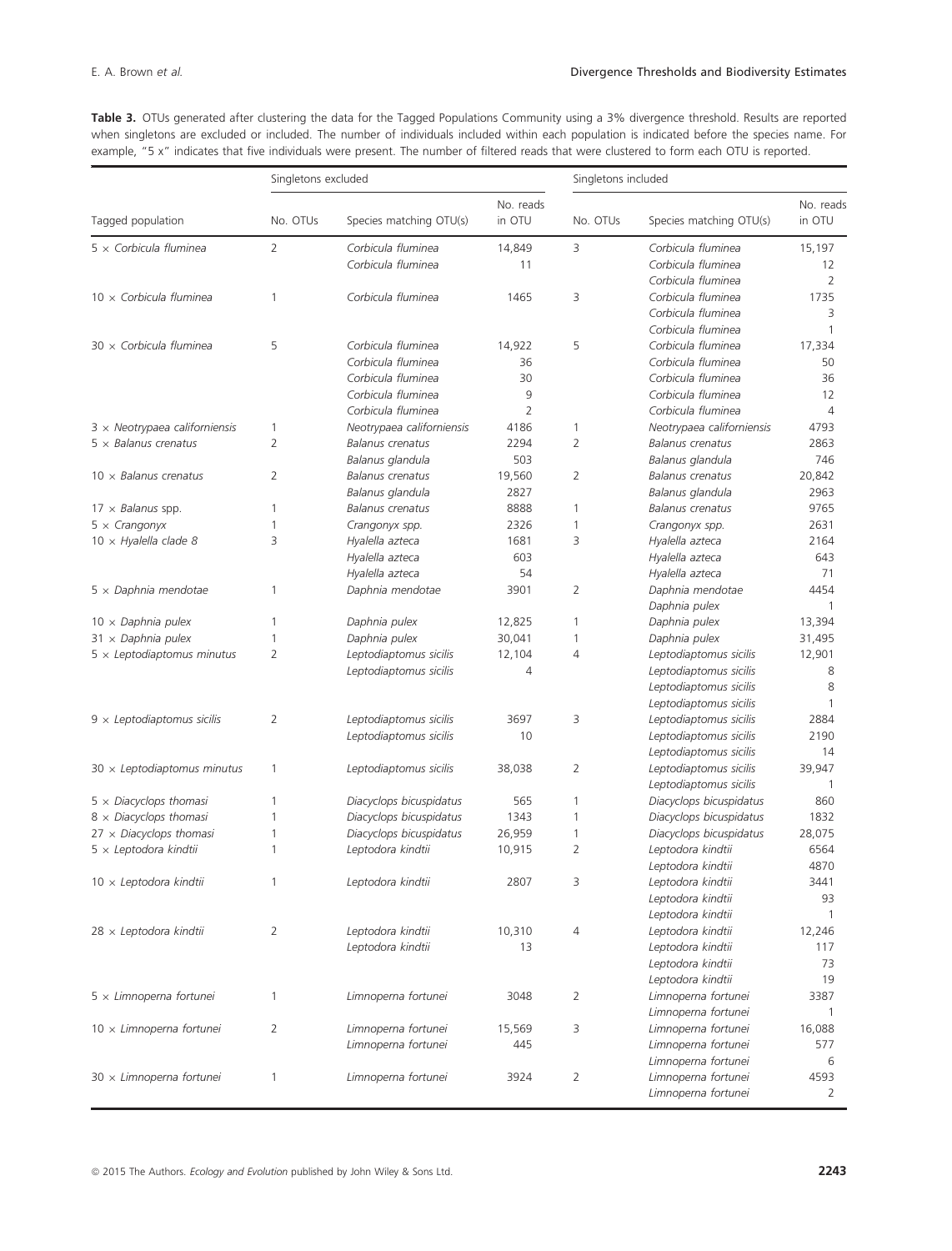**Table 3.** OTUs generated after clustering the data for the Tagged Populations Community using a 3% divergence threshold. Results are reported when singletons are excluded or included. The number of individuals included within each population is indicated before the species name. For example, "5 x" indicates that five individuals were present. The number of filtered reads that were clustered to form each OTU is reported.

| | Singletons excluded | | | Singletons included | | |
|---|---|---|---|---|---|---|
| Tagged population | No. OTUs | Species matching OTU(s) | No. reads in OTU | No. OTUs | Species matching OTU(s) | No. reads in OTU |
| 5 × *Corbicula fluminea* | 2 | *Corbicula fluminea* | 14,849 | 3 | *Corbicula fluminea* | 15,197 |
| | | *Corbicula fluminea* | 11 | | *Corbicula fluminea* | 12 |
| | | | | | *Corbicula fluminea* | 2 |
| 10 × *Corbicula fluminea* | 1 | *Corbicula fluminea* | 1465 | 3 | *Corbicula fluminea* | 1735 |
| | | | | | *Corbicula fluminea* | 3 |
| | | | | | *Corbicula fluminea* | 1 |
| 30 × *Corbicula fluminea* | 5 | *Corbicula fluminea* | 14,922 | 5 | *Corbicula fluminea* | 17,334 |
| | | *Corbicula fluminea* | 36 | | *Corbicula fluminea* | 50 |
| | | *Corbicula fluminea* | 30 | | *Corbicula fluminea* | 36 |
| | | *Corbicula fluminea* | 9 | | *Corbicula fluminea* | 12 |
| | | *Corbicula fluminea* | 2 | | *Corbicula fluminea* | 4 |
| 3 × *Neotrypaea californiensis* | 1 | *Neotrypaea californiensis* | 4186 | 1 | *Neotrypaea californiensis* | 4793 |
| 5 × *Balanus crenatus* | 2 | *Balanus crenatus* | 2294 | 2 | *Balanus crenatus* | 2863 |
| | | *Balanus glandula* | 503 | | *Balanus glandula* | 746 |
| 10 × *Balanus crenatus* | 2 | *Balanus crenatus* | 19,560 | 2 | *Balanus crenatus* | 20,842 |
| | | *Balanus glandula* | 2827 | | *Balanus glandula* | 2963 |
| 17 × *Balanus* spp. | 1 | *Balanus crenatus* | 8888 | 1 | *Balanus crenatus* | 9765 |
| 5 × *Crangonyx* | 1 | *Crangonyx spp.* | 2326 | 1 | *Crangonyx spp.* | 2631 |
| 10 × *Hyalella clade 8* | 3 | *Hyalella azteca* | 1681 | 3 | *Hyalella azteca* | 2164 |
| | | *Hyalella azteca* | 603 | | *Hyalella azteca* | 643 |
| | | *Hyalella azteca* | 54 | | *Hyalella azteca* | 71 |
| 5 × *Daphnia mendotae* | 1 | *Daphnia mendotae* | 3901 | 2 | *Daphnia mendotae* | 4454 |
| | | | | | *Daphnia pulex* | 1 |
| 10 × *Daphnia pulex* | 1 | *Daphnia pulex* | 12,825 | 1 | *Daphnia pulex* | 13,394 |
| 31 × *Daphnia pulex* | 1 | *Daphnia pulex* | 30,041 | 1 | *Daphnia pulex* | 31,495 |
| 5 × *Leptodiaptomus minutus* | 2 | *Leptodiaptomus sicilis* | 12,104 | 4 | *Leptodiaptomus sicilis* | 12,901 |
| | | *Leptodiaptomus sicilis* | 4 | | *Leptodiaptomus sicilis* | 8 |
| | | | | | *Leptodiaptomus sicilis* | 8 |
| | | | | | *Leptodiaptomus sicilis* | 1 |
| 9 × *Leptodiaptomus sicilis* | 2 | *Leptodiaptomus sicilis* | 3697 | 3 | *Leptodiaptomus sicilis* | 2884 |
| | | *Leptodiaptomus sicilis* | 10 | | *Leptodiaptomus sicilis* | 2190 |
| | | | | | *Leptodiaptomus sicilis* | 14 |
| 30 × *Leptodiaptomus minutus* | 1 | *Leptodiaptomus sicilis* | 38,038 | 2 | *Leptodiaptomus sicilis* | 39,947 |
| | | | | | *Leptodiaptomus sicilis* | 1 |
| 5 × *Diacyclops thomasi* | 1 | *Diacyclops bicuspidatus* | 565 | 1 | *Diacyclops bicuspidatus* | 860 |
| 8 × *Diacyclops thomasi* | 1 | *Diacyclops bicuspidatus* | 1343 | 1 | *Diacyclops bicuspidatus* | 1832 |
| 27 × *Diacyclops thomasi* | 1 | *Diacyclops bicuspidatus* | 26,959 | 1 | *Diacyclops bicuspidatus* | 28,075 |
| 5 × *Leptodora kindtii* | 1 | *Leptodora kindtii* | 10,915 | 2 | *Leptodora kindtii* | 6564 |
| | | | | | *Leptodora kindtii* | 4870 |
| 10 × *Leptodora kindtii* | 1 | *Leptodora kindtii* | 2807 | 3 | *Leptodora kindtii* | 3441 |
| | | | | | *Leptodora kindtii* | 93 |
| | | | | | *Leptodora kindtii* | 1 |
| 28 × *Leptodora kindtii* | 2 | *Leptodora kindtii* | 10,310 | 4 | *Leptodora kindtii* | 12,246 |
| | | *Leptodora kindtii* | 13 | | *Leptodora kindtii* | 117 |
| | | | | | *Leptodora kindtii* | 73 |
| | | | | | *Leptodora kindtii* | 19 |
| 5 × *Limnoperna fortunei* | 1 | *Limnoperna fortunei* | 3048 | 2 | *Limnoperna fortunei* | 3387 |
| | | | | | *Limnoperna fortunei* | 1 |
| 10 × *Limnoperna fortunei* | 2 | *Limnoperna fortunei* | 15,569 | 3 | *Limnoperna fortunei* | 16,088 |
| | | *Limnoperna fortunei* | 445 | | *Limnoperna fortunei* | 577 |
| | | | | | *Limnoperna fortunei* | 6 |
| 30 × *Limnoperna fortunei* | 1 | *Limnoperna fortunei* | 3924 | 2 | *Limnoperna fortunei* | 4593 |
| | | | | | *Limnoperna fortunei* | 2 |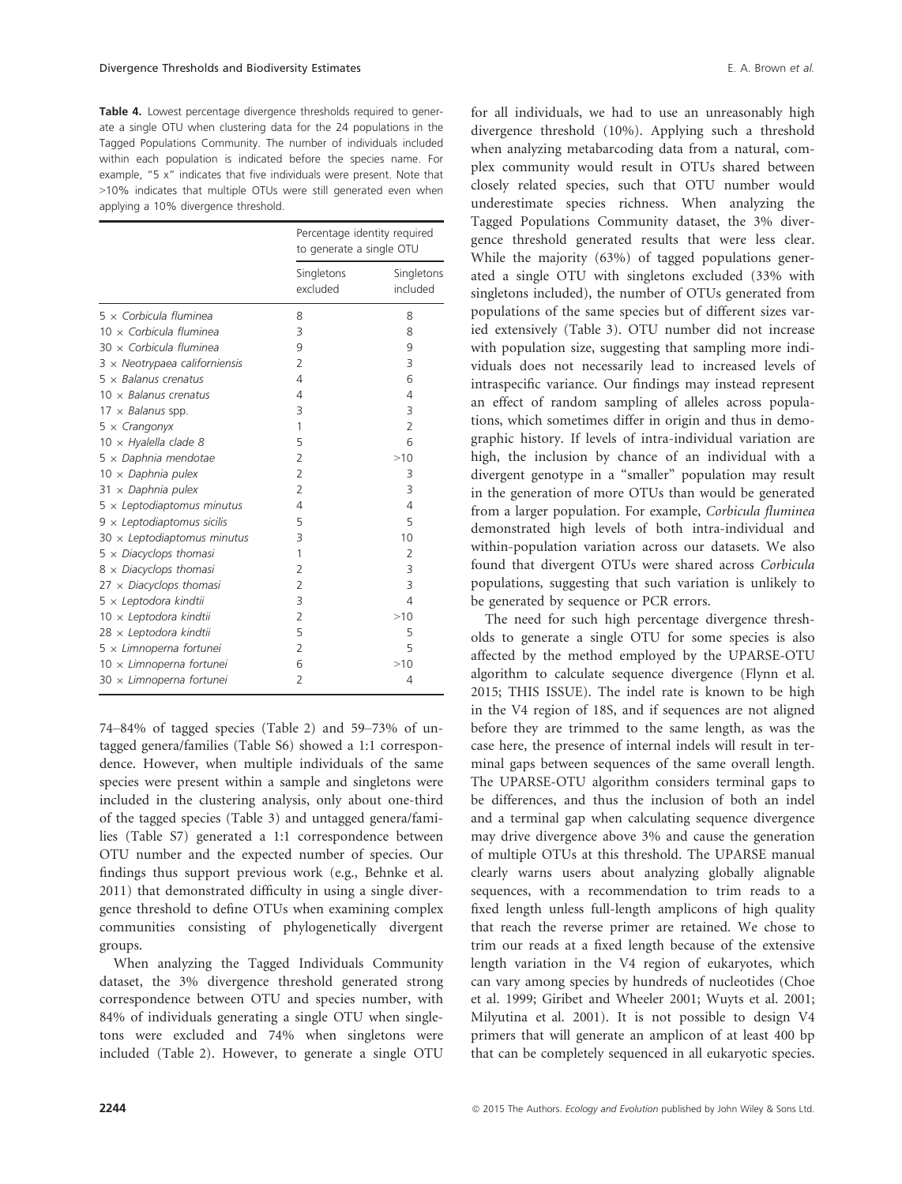**Table 4.** Lowest percentage divergence thresholds required to generate a single OTU when clustering data for the 24 populations in the Tagged Populations Community. The number of individuals included within each population is indicated before the species name. For example, "5 x" indicates that five individuals were present. Note that >10% indicates that multiple OTUs were still generated even when applying a 10% divergence threshold.

| | Percentage identity required to generate a single OTU | |
|---|---|---|
| | Singletons excluded | Singletons included |
| 5 × *Corbicula fluminea* | 8 | 8 |
| 10 × *Corbicula fluminea* | 3 | 8 |
| 30 × *Corbicula fluminea* | 9 | 9 |
| 3 × *Neotrypaea californiensis* | 2 | 3 |
| 5 × *Balanus crenatus* | 4 | 6 |
| 10 × *Balanus crenatus* | 4 | 4 |
| 17 × *Balanus* spp. | 3 | 3 |
| 5 × *Crangonyx* | 1 | 2 |
| 10 × *Hyalella clade 8* | 5 | 6 |
| 5 × *Daphnia mendotae* | 2 | >10 |
| 10 × *Daphnia pulex* | 2 | 3 |
| 31 × *Daphnia pulex* | 2 | 3 |
| 5 × *Leptodiaptomus minutus* | 4 | 4 |
| 9 × *Leptodiaptomus sicilis* | 5 | 5 |
| 30 × *Leptodiaptomus minutus* | 3 | 10 |
| 5 × *Diacyclops thomasi* | 1 | 2 |
| 8 × *Diacyclops thomasi* | 2 | 3 |
| 27 × *Diacyclops thomasi* | 2 | 3 |
| 5 × *Leptodora kindtii* | 3 | 4 |
| 10 × *Leptodora kindtii* | 2 | >10 |
| 28 × *Leptodora kindtii* | 5 | 5 |
| 5 × *Limnoperna fortunei* | 2 | 5 |
| 10 × *Limnoperna fortunei* | 6 | >10 |
| 30 × *Limnoperna fortunei* | 2 | 4 |

74–84% of tagged species (Table 2) and 59–73% of untagged genera/families (Table S6) showed a 1:1 correspondence. However, when multiple individuals of the same species were present within a sample and singletons were included in the clustering analysis, only about one-third of the tagged species (Table 3) and untagged genera/families (Table S7) generated a 1:1 correspondence between OTU number and the expected number of species. Our findings thus support previous work (e.g., Behnke et al. 2011) that demonstrated difficulty in using a single divergence threshold to define OTUs when examining complex communities consisting of phylogenetically divergent groups.

When analyzing the Tagged Individuals Community dataset, the 3% divergence threshold generated strong correspondence between OTU and species number, with 84% of individuals generating a single OTU when singletons were excluded and 74% when singletons were included (Table 2). However, to generate a single OTU for all individuals, we had to use an unreasonably high divergence threshold (10%). Applying such a threshold when analyzing metabarcoding data from a natural, complex community would result in OTUs shared between closely related species, such that OTU number would underestimate species richness. When analyzing the Tagged Populations Community dataset, the 3% divergence threshold generated results that were less clear. While the majority (63%) of tagged populations generated a single OTU with singletons excluded (33% with singletons included), the number of OTUs generated from populations of the same species but of different sizes varied extensively (Table 3). OTU number did not increase with population size, suggesting that sampling more individuals does not necessarily lead to increased levels of intraspecific variance. Our findings may instead represent an effect of random sampling of alleles across populations, which sometimes differ in origin and thus in demographic history. If levels of intra-individual variation are high, the inclusion by chance of an individual with a divergent genotype in a "smaller" population may result in the generation of more OTUs than would be generated from a larger population. For example, *Corbicula fluminea* demonstrated high levels of both intra-individual and within-population variation across our datasets. We also found that divergent OTUs were shared across *Corbicula* populations, suggesting that such variation is unlikely to be generated by sequence or PCR errors.

The need for such high percentage divergence thresholds to generate a single OTU for some species is also affected by the method employed by the UPARSE-OTU algorithm to calculate sequence divergence (Flynn et al. 2015; THIS ISSUE). The indel rate is known to be high in the V4 region of 18S, and if sequences are not aligned before they are trimmed to the same length, as was the case here, the presence of internal indels will result in terminal gaps between sequences of the same overall length. The UPARSE-OTU algorithm considers terminal gaps to be differences, and thus the inclusion of both an indel and a terminal gap when calculating sequence divergence may drive divergence above 3% and cause the generation of multiple OTUs at this threshold. The UPARSE manual clearly warns users about analyzing globally alignable sequences, with a recommendation to trim reads to a fixed length unless full-length amplicons of high quality that reach the reverse primer are retained. We chose to trim our reads at a fixed length because of the extensive length variation in the V4 region of eukaryotes, which can vary among species by hundreds of nucleotides (Choe et al. 1999; Giribet and Wheeler 2001; Wuyts et al. 2001; Milyutina et al. 2001). It is not possible to design V4 primers that will generate an amplicon of at least 400 bp that can be completely sequenced in all eukaryotic species.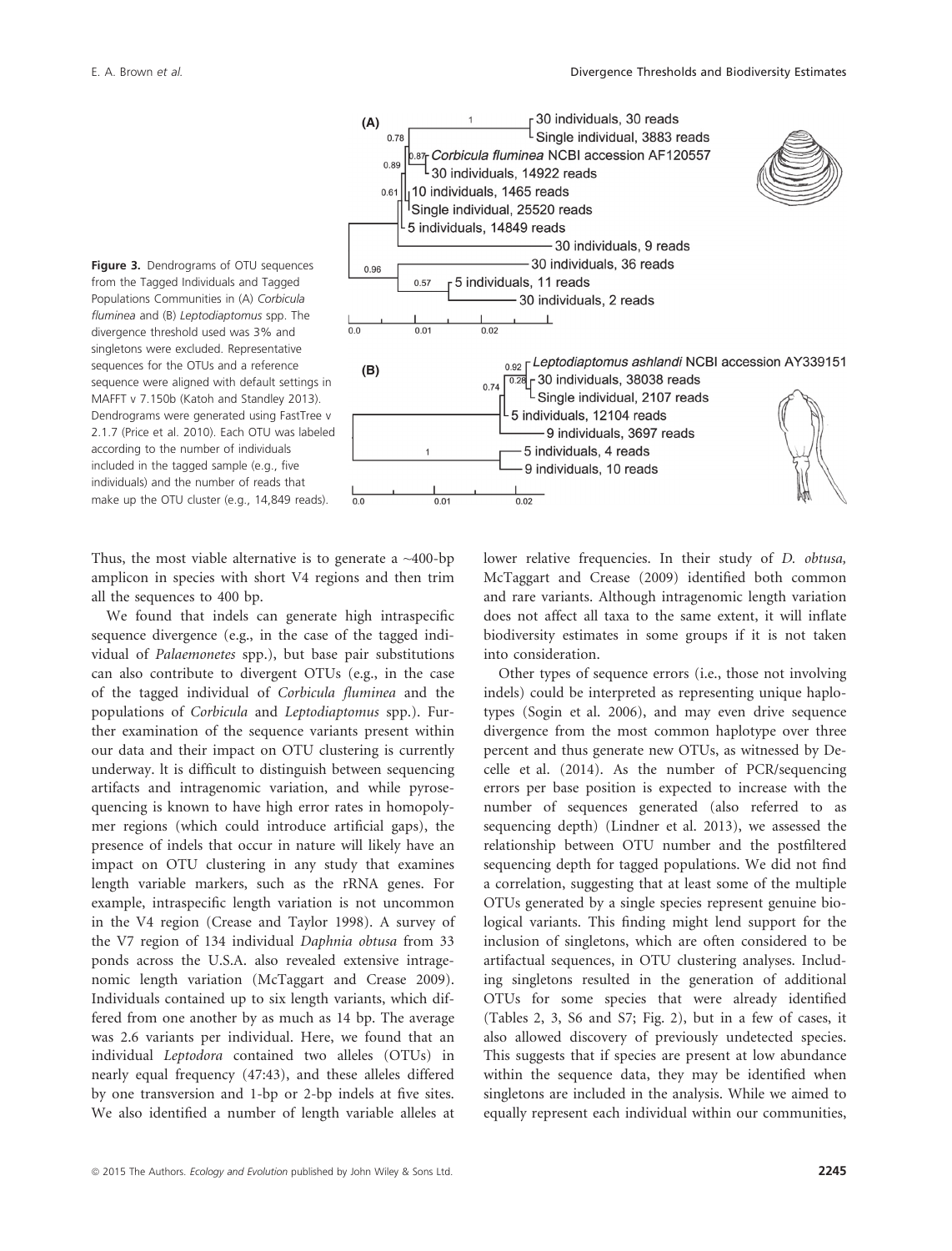**Figure 3.** Dendrograms of OTU sequences from the Tagged Individuals and Tagged Populations Communities in (A) *Corbicula fluminea* and (B) *Leptodiaptomus* spp. The divergence threshold used was 3% and singletons were excluded. Representative sequences for the OTUs and a reference sequence were aligned with default settings in MAFFT v 7.150b (Katoh and Standley 2013). Dendrograms were generated using FastTree v 2.1.7 (Price et al. 2010). Each OTU was labeled according to the number of individuals included in the tagged sample (e.g., five individuals) and the number of reads that make up the OTU cluster (e.g., 14,849 reads).

Thus, the most viable alternative is to generate a ~400-bp amplicon in species with short V4 regions and then trim all the sequences to 400 bp.

We found that indels can generate high intraspecific sequence divergence (e.g., in the case of the tagged individual of *Palaemonetes* spp.), but base pair substitutions can also contribute to divergent OTUs (e.g., in the case of the tagged individual of *Corbicula fluminea* and the populations of *Corbicula* and *Leptodiaptomus* spp.). Further examination of the sequence variants present within our data and their impact on OTU clustering is currently underway. It is difficult to distinguish between sequencing artifacts and intragenomic variation, and while pyrosequencing is known to have high error rates in homopolymer regions (which could introduce artificial gaps), the presence of indels that occur in nature will likely have an impact on OTU clustering in any study that examines length variable markers, such as the rRNA genes. For example, intraspecific length variation is not uncommon in the V4 region (Crease and Taylor 1998). A survey of the V7 region of 134 individual *Daphnia obtusa* from 33 ponds across the U.S.A. also revealed extensive intragenomic length variation (McTaggart and Crease 2009). Individuals contained up to six length variants, which differed from one another by as much as 14 bp. The average was 2.6 variants per individual. Here, we found that an individual *Leptodora* contained two alleles (OTUs) in nearly equal frequency (47:43), and these alleles differed by one transversion and 1-bp or 2-bp indels at five sites. We also identified a number of length variable alleles at lower relative frequencies. In their study of *D. obtusa*, McTaggart and Crease (2009) identified both common and rare variants. Although intragenomic length variation does not affect all taxa to the same extent, it will inflate biodiversity estimates in some groups if it is not taken into consideration.

Other types of sequence errors (i.e., those not involving indels) could be interpreted as representing unique haplotypes (Sogin et al. 2006), and may even drive sequence divergence from the most common haplotype over three percent and thus generate new OTUs, as witnessed by Decelle et al. (2014). As the number of PCR/sequencing errors per base position is expected to increase with the number of sequences generated (also referred to as sequencing depth) (Lindner et al. 2013), we assessed the relationship between OTU number and the postfiltered sequencing depth for tagged populations. We did not find a correlation, suggesting that at least some of the multiple OTUs generated by a single species represent genuine biological variants. This finding might lend support for the inclusion of singletons, which are often considered to be artifactual sequences, in OTU clustering analyses. Including singletons resulted in the generation of additional OTUs for some species that were already identified (Tables 2, 3, S6 and S7; Fig. 2), but in a few of cases, it also allowed discovery of previously undetected species. This suggests that if species are present at low abundance within the sequence data, they may be identified when singletons are included in the analysis. While we aimed to equally represent each individual within our communities,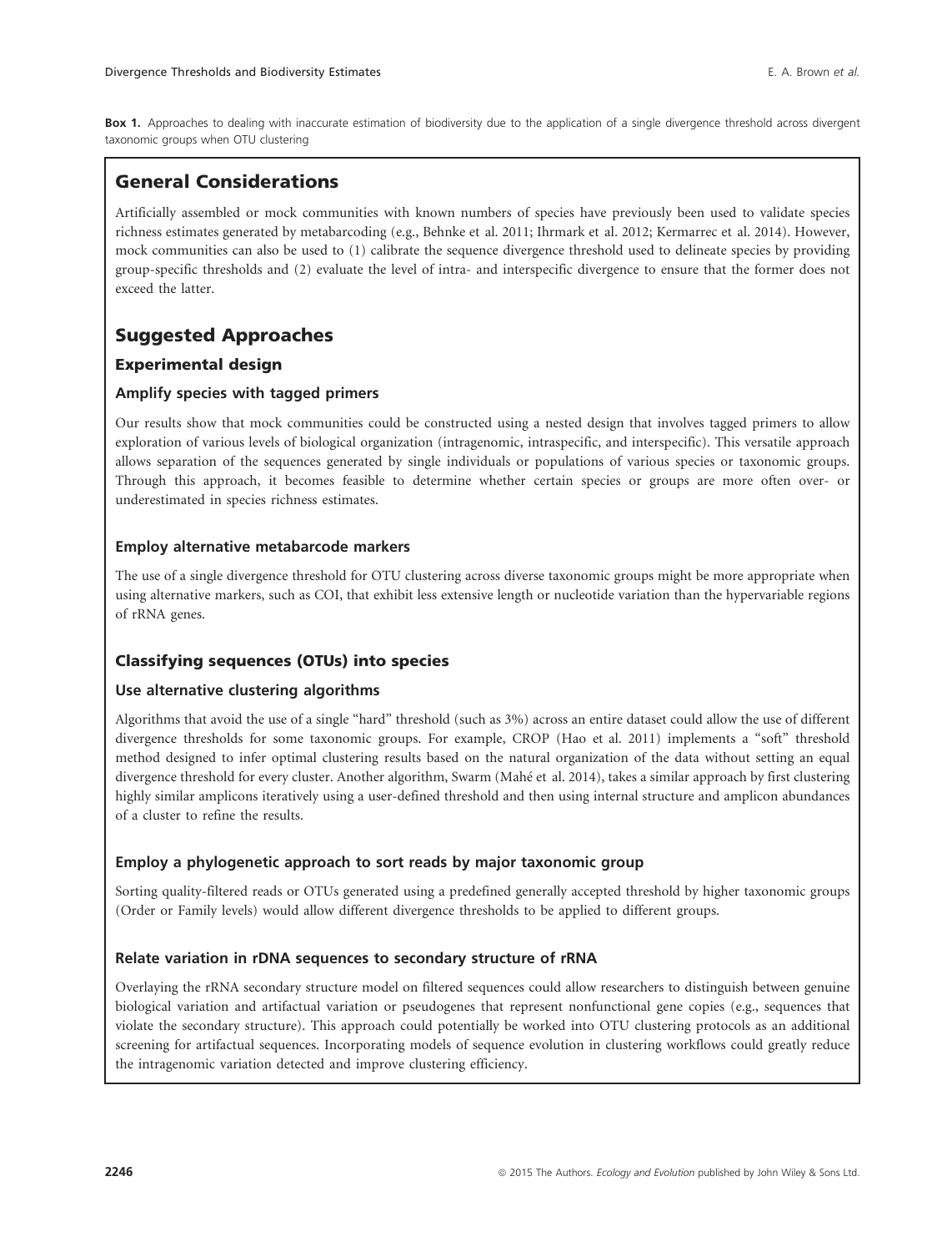**Box 1.** Approaches to dealing with inaccurate estimation of biodiversity due to the application of a single divergence threshold across divergent taxonomic groups when OTU clustering

## General Considerations

Artificially assembled or mock communities with known numbers of species have previously been used to validate species richness estimates generated by metabarcoding (e.g., Behnke et al. 2011; Ihrmark et al. 2012; Kermarrec et al. 2014). However, mock communities can also be used to (1) calibrate the sequence divergence threshold used to delineate species by providing group-specific thresholds and (2) evaluate the level of intra- and interspecific divergence to ensure that the former does not exceed the latter.

## Suggested Approaches

### Experimental design

#### Amplify species with tagged primers

Our results show that mock communities could be constructed using a nested design that involves tagged primers to allow exploration of various levels of biological organization (intragenomic, intraspecific, and interspecific). This versatile approach allows separation of the sequences generated by single individuals or populations of various species or taxonomic groups. Through this approach, it becomes feasible to determine whether certain species or groups are more often over- or underestimated in species richness estimates.

#### Employ alternative metabarcode markers

The use of a single divergence threshold for OTU clustering across diverse taxonomic groups might be more appropriate when using alternative markers, such as COI, that exhibit less extensive length or nucleotide variation than the hypervariable regions of rRNA genes.

### Classifying sequences (OTUs) into species

#### Use alternative clustering algorithms

Algorithms that avoid the use of a single "hard" threshold (such as 3%) across an entire dataset could allow the use of different divergence thresholds for some taxonomic groups. For example, CROP (Hao et al. 2011) implements a "soft" threshold method designed to infer optimal clustering results based on the natural organization of the data without setting an equal divergence threshold for every cluster. Another algorithm, Swarm (Mahé et al. 2014), takes a similar approach by first clustering highly similar amplicons iteratively using a user-defined threshold and then using internal structure and amplicon abundances of a cluster to refine the results.

#### Employ a phylogenetic approach to sort reads by major taxonomic group

Sorting quality-filtered reads or OTUs generated using a predefined generally accepted threshold by higher taxonomic groups (Order or Family levels) would allow different divergence thresholds to be applied to different groups.

#### Relate variation in rDNA sequences to secondary structure of rRNA

Overlaying the rRNA secondary structure model on filtered sequences could allow researchers to distinguish between genuine biological variation and artifactual variation or pseudogenes that represent nonfunctional gene copies (e.g., sequences that violate the secondary structure). This approach could potentially be worked into OTU clustering protocols as an additional screening for artifactual sequences. Incorporating models of sequence evolution in clustering workflows could greatly reduce the intragenomic variation detected and improve clustering efficiency.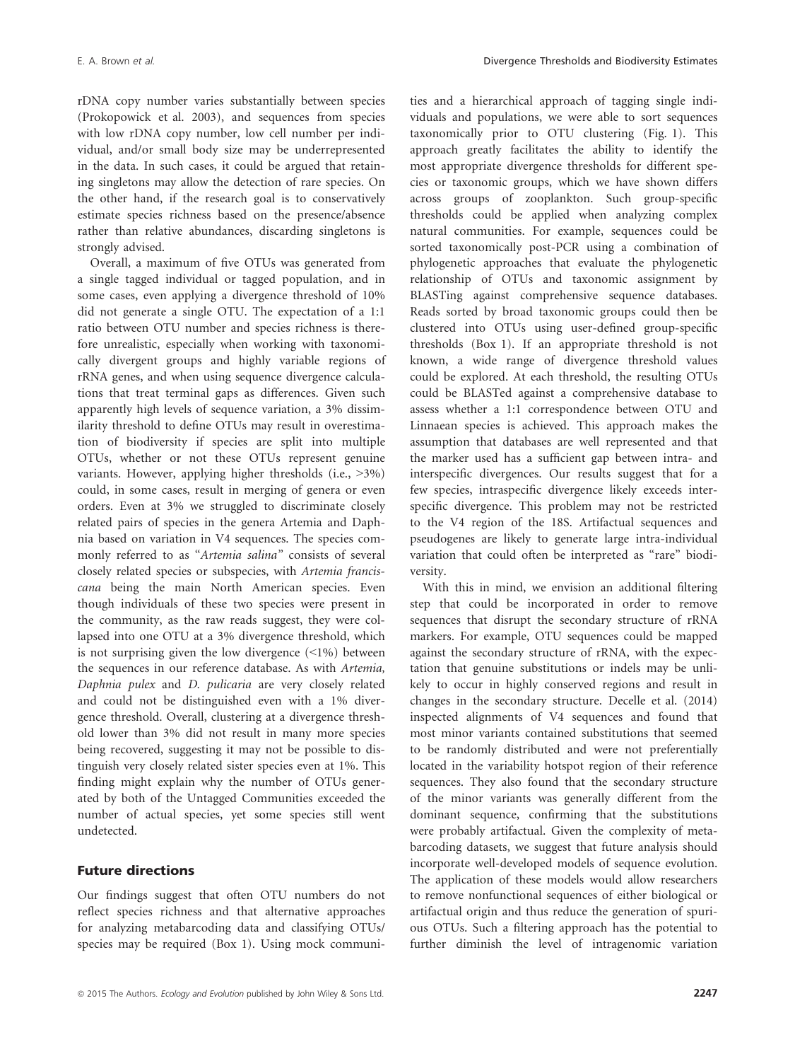rDNA copy number varies substantially between species (Prokopowick et al. 2003), and sequences from species with low rDNA copy number, low cell number per individual, and/or small body size may be underrepresented in the data. In such cases, it could be argued that retaining singletons may allow the detection of rare species. On the other hand, if the research goal is to conservatively estimate species richness based on the presence/absence rather than relative abundances, discarding singletons is strongly advised.

Overall, a maximum of five OTUs was generated from a single tagged individual or tagged population, and in some cases, even applying a divergence threshold of 10% did not generate a single OTU. The expectation of a 1:1 ratio between OTU number and species richness is therefore unrealistic, especially when working with taxonomically divergent groups and highly variable regions of rRNA genes, and when using sequence divergence calculations that treat terminal gaps as differences. Given such apparently high levels of sequence variation, a 3% dissimilarity threshold to define OTUs may result in overestimation of biodiversity if species are split into multiple OTUs, whether or not these OTUs represent genuine variants. However, applying higher thresholds (i.e., >3%) could, in some cases, result in merging of genera or even orders. Even at 3% we struggled to discriminate closely related pairs of species in the genera Artemia and Daphnia based on variation in V4 sequences. The species commonly referred to as "*Artemia salina*" consists of several closely related species or subspecies, with *Artemia franciscana* being the main North American species. Even though individuals of these two species were present in the community, as the raw reads suggest, they were collapsed into one OTU at a 3% divergence threshold, which is not surprising given the low divergence (<1%) between the sequences in our reference database. As with *Artemia, Daphnia pulex* and *D. pulicaria* are very closely related and could not be distinguished even with a 1% divergence threshold. Overall, clustering at a divergence threshold lower than 3% did not result in many more species being recovered, suggesting it may not be possible to distinguish very closely related sister species even at 1%. This finding might explain why the number of OTUs generated by both of the Untagged Communities exceeded the number of actual species, yet some species still went undetected.

## Future directions

Our findings suggest that often OTU numbers do not reflect species richness and that alternative approaches for analyzing metabarcoding data and classifying OTUs/species may be required (Box 1). Using mock communities and a hierarchical approach of tagging single individuals and populations, we were able to sort sequences taxonomically prior to OTU clustering (Fig. 1). This approach greatly facilitates the ability to identify the most appropriate divergence thresholds for different species or taxonomic groups, which we have shown differs across groups of zooplankton. Such group-specific thresholds could be applied when analyzing complex natural communities. For example, sequences could be sorted taxonomically post-PCR using a combination of phylogenetic approaches that evaluate the phylogenetic relationship of OTUs and taxonomic assignment by BLASTing against comprehensive sequence databases. Reads sorted by broad taxonomic groups could then be clustered into OTUs using user-defined group-specific thresholds (Box 1). If an appropriate threshold is not known, a wide range of divergence threshold values could be explored. At each threshold, the resulting OTUs could be BLASTed against a comprehensive database to assess whether a 1:1 correspondence between OTU and Linnaean species is achieved. This approach makes the assumption that databases are well represented and that the marker used has a sufficient gap between intra- and interspecific divergences. Our results suggest that for a few species, intraspecific divergence likely exceeds interspecific divergence. This problem may not be restricted to the V4 region of the 18S. Artifactual sequences and pseudogenes are likely to generate large intra-individual variation that could often be interpreted as "rare" biodiversity.

With this in mind, we envision an additional filtering step that could be incorporated in order to remove sequences that disrupt the secondary structure of rRNA markers. For example, OTU sequences could be mapped against the secondary structure of rRNA, with the expectation that genuine substitutions or indels may be unlikely to occur in highly conserved regions and result in changes in the secondary structure. Decelle et al. (2014) inspected alignments of V4 sequences and found that most minor variants contained substitutions that seemed to be randomly distributed and were not preferentially located in the variability hotspot region of their reference sequences. They also found that the secondary structure of the minor variants was generally different from the dominant sequence, confirming that the substitutions were probably artifactual. Given the complexity of metabarcoding datasets, we suggest that future analysis should incorporate well-developed models of sequence evolution. The application of these models would allow researchers to remove nonfunctional sequences of either biological or artifactual origin and thus reduce the generation of spurious OTUs. Such a filtering approach has the potential to further diminish the level of intragenomic variation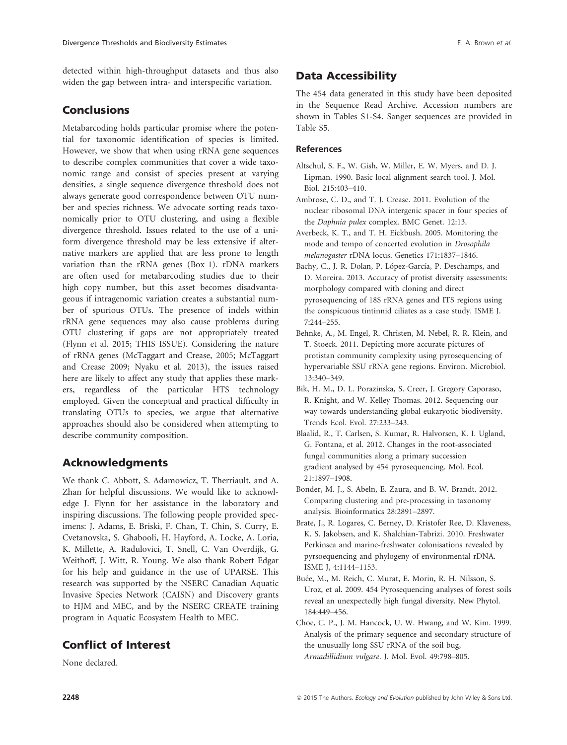detected within high-throughput datasets and thus also widen the gap between intra- and interspecific variation.

## Conclusions

Metabarcoding holds particular promise where the potential for taxonomic identification of species is limited. However, we show that when using rRNA gene sequences to describe complex communities that cover a wide taxonomic range and consist of species present at varying densities, a single sequence divergence threshold does not always generate good correspondence between OTU number and species richness. We advocate sorting reads taxonomically prior to OTU clustering, and using a flexible divergence threshold. Issues related to the use of a uniform divergence threshold may be less extensive if alternative markers are applied that are less prone to length variation than the rRNA genes (Box 1). rDNA markers are often used for metabarcoding studies due to their high copy number, but this asset becomes disadvantageous if intragenomic variation creates a substantial number of spurious OTUs. The presence of indels within rRNA gene sequences may also cause problems during OTU clustering if gaps are not appropriately treated (Flynn et al. 2015; THIS ISSUE). Considering the nature of rRNA genes (McTaggart and Crease, 2005; McTaggart and Crease 2009; Nyaku et al. 2013), the issues raised here are likely to affect any study that applies these markers, regardless of the particular HTS technology employed. Given the conceptual and practical difficulty in translating OTUs to species, we argue that alternative approaches should also be considered when attempting to describe community composition.

## Acknowledgments

We thank C. Abbott, S. Adamowicz, T. Therriault, and A. Zhan for helpful discussions. We would like to acknowledge J. Flynn for her assistance in the laboratory and inspiring discussions. The following people provided specimens: J. Adams, E. Briski, F. Chan, T. Chin, S. Curry, E. Cvetanovska, S. Ghabooli, H. Hayford, A. Locke, A. Loria, K. Millette, A. Radulovici, T. Snell, C. Van Overdijk, G. Weithoff, J. Witt, R. Young. We also thank Robert Edgar for his help and guidance in the use of UPARSE. This research was supported by the NSERC Canadian Aquatic Invasive Species Network (CAISN) and Discovery grants to HJM and MEC, and by the NSERC CREATE training program in Aquatic Ecosystem Health to MEC.

## Conflict of Interest

None declared.

## Data Accessibility

The 454 data generated in this study have been deposited in the Sequence Read Archive. Accession numbers are shown in Tables S1-S4. Sanger sequences are provided in Table S5.

### References

Altschul, S. F., W. Gish, W. Miller, E. W. Myers, and D. J. Lipman. 1990. Basic local alignment search tool. J. Mol. Biol. 215:403–410.

Ambrose, C. D., and T. J. Crease. 2011. Evolution of the nuclear ribosomal DNA intergenic spacer in four species of the *Daphnia pulex* complex. BMC Genet. 12:13.

Averbeck, K. T., and T. H. Eickbush. 2005. Monitoring the mode and tempo of concerted evolution in *Drosophila melanogaster* rDNA locus. Genetics 171:1837–1846.

Bachy, C., J. R. Dolan, P. López-García, P. Deschamps, and D. Moreira. 2013. Accuracy of protist diversity assessments: morphology compared with cloning and direct pyrosequencing of 18S rRNA genes and ITS regions using the conspicuous tintinnid ciliates as a case study. ISME J. 7:244–255.

Behnke, A., M. Engel, R. Christen, M. Nebel, R. R. Klein, and T. Stoeck. 2011. Depicting more accurate pictures of protistan community complexity using pyrosequencing of hypervariable SSU rRNA gene regions. Environ. Microbiol. 13:340–349.

Bik, H. M., D. L. Porazinska, S. Creer, J. Gregory Caporaso, R. Knight, and W. Kelley Thomas. 2012. Sequencing our way towards understanding global eukaryotic biodiversity. Trends Ecol. Evol. 27:233–243.

Blaalid, R., T. Carlsen, S. Kumar, R. Halvorsen, K. I. Ugland, G. Fontana, et al. 2012. Changes in the root-associated fungal communities along a primary succession gradient analysed by 454 pyrosequencing. Mol. Ecol. 21:1897–1908.

Bonder, M. J., S. Abeln, E. Zaura, and B. W. Brandt. 2012. Comparing clustering and pre-processing in taxonomy analysis. Bioinformatics 28:2891–2897.

Brate, J., R. Logares, C. Berney, D. Kristofer Ree, D. Klaveness, K. S. Jakobsen, and K. Shalchian-Tabrizi. 2010. Freshwater Perkinsea and marine-freshwater colonisations revealed by pyrsoequencing and phylogeny of environmental rDNA. ISME J, 4:1144–1153.

Buée, M., M. Reich, C. Murat, E. Morin, R. H. Nilsson, S. Uroz, et al. 2009. 454 Pyrosequencing analyses of forest soils reveal an unexpectedly high fungal diversity. New Phytol. 184:449–456.

Choe, C. P., J. M. Hancock, U. W. Hwang, and W. Kim. 1999. Analysis of the primary sequence and secondary structure of the unusually long SSU rRNA of the soil bug, *Armadillidium vulgare*. J. Mol. Evol. 49:798–805.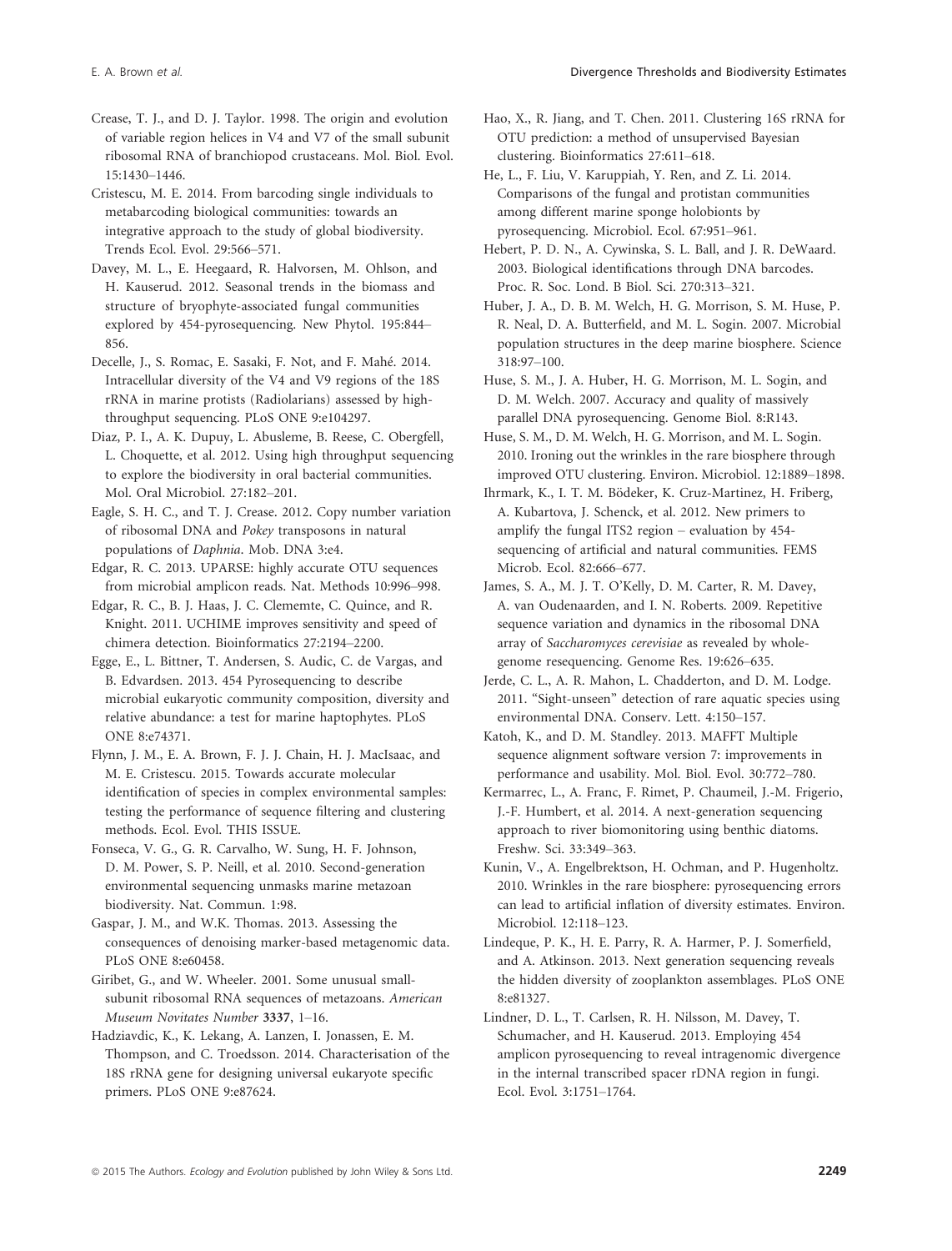Crease, T. J., and D. J. Taylor. 1998. The origin and evolution of variable region helices in V4 and V7 of the small subunit ribosomal RNA of branchiopod crustaceans. Mol. Biol. Evol. 15:1430–1446.

Cristescu, M. E. 2014. From barcoding single individuals to metabarcoding biological communities: towards an integrative approach to the study of global biodiversity. Trends Ecol. Evol. 29:566–571.

Davey, M. L., E. Heegaard, R. Halvorsen, M. Ohlson, and H. Kauserud. 2012. Seasonal trends in the biomass and structure of bryophyte-associated fungal communities explored by 454-pyrosequencing. New Phytol. 195:844–856.

Decelle, J., S. Romac, E. Sasaki, F. Not, and F. Mahé. 2014. Intracellular diversity of the V4 and V9 regions of the 18S rRNA in marine protists (Radiolarians) assessed by high-throughput sequencing. PLoS ONE 9:e104297.

Diaz, P. I., A. K. Dupuy, L. Abusleme, B. Reese, C. Obergfell, L. Choquette, et al. 2012. Using high throughput sequencing to explore the biodiversity in oral bacterial communities. Mol. Oral Microbiol. 27:182–201.

Eagle, S. H. C., and T. J. Crease. 2012. Copy number variation of ribosomal DNA and *Pokey* transposons in natural populations of *Daphnia*. Mob. DNA 3:e4.

Edgar, R. C. 2013. UPARSE: highly accurate OTU sequences from microbial amplicon reads. Nat. Methods 10:996–998.

Edgar, R. C., B. J. Haas, J. C. Clememte, C. Quince, and R. Knight. 2011. UCHIME improves sensitivity and speed of chimera detection. Bioinformatics 27:2194–2200.

Egge, E., L. Bittner, T. Andersen, S. Audic, C. de Vargas, and B. Edvardsen. 2013. 454 Pyrosequencing to describe microbial eukaryotic community composition, diversity and relative abundance: a test for marine haptophytes. PLoS ONE 8:e74371.

Flynn, J. M., E. A. Brown, F. J. J. Chain, H. J. MacIsaac, and M. E. Cristescu. 2015. Towards accurate molecular identification of species in complex environmental samples: testing the performance of sequence filtering and clustering methods. Ecol. Evol. THIS ISSUE.

Fonseca, V. G., G. R. Carvalho, W. Sung, H. F. Johnson, D. M. Power, S. P. Neill, et al. 2010. Second-generation environmental sequencing unmasks marine metazoan biodiversity. Nat. Commun. 1:98.

Gaspar, J. M., and W.K. Thomas. 2013. Assessing the consequences of denoising marker-based metagenomic data. PLoS ONE 8:e60458.

Giribet, G., and W. Wheeler. 2001. Some unusual small-subunit ribosomal RNA sequences of metazoans. *American Museum Novitates Number* **3337**, 1–16.

Hadziavdic, K., K. Lekang, A. Lanzen, I. Jonassen, E. M. Thompson, and C. Troedsson. 2014. Characterisation of the 18S rRNA gene for designing universal eukaryote specific primers. PLoS ONE 9:e87624.

Hao, X., R. Jiang, and T. Chen. 2011. Clustering 16S rRNA for OTU prediction: a method of unsupervised Bayesian clustering. Bioinformatics 27:611–618.

He, L., F. Liu, V. Karuppiah, Y. Ren, and Z. Li. 2014. Comparisons of the fungal and protistan communities among different marine sponge holobionts by pyrosequencing. Microbiol. Ecol. 67:951–961.

Hebert, P. D. N., A. Cywinska, S. L. Ball, and J. R. DeWaard. 2003. Biological identifications through DNA barcodes. Proc. R. Soc. Lond. B Biol. Sci. 270:313–321.

Huber, J. A., D. B. M. Welch, H. G. Morrison, S. M. Huse, P. R. Neal, D. A. Butterfield, and M. L. Sogin. 2007. Microbial population structures in the deep marine biosphere. Science 318:97–100.

Huse, S. M., J. A. Huber, H. G. Morrison, M. L. Sogin, and D. M. Welch. 2007. Accuracy and quality of massively parallel DNA pyrosequencing. Genome Biol. 8:R143.

Huse, S. M., D. M. Welch, H. G. Morrison, and M. L. Sogin. 2010. Ironing out the wrinkles in the rare biosphere through improved OTU clustering. Environ. Microbiol. 12:1889–1898.

Ihrmark, K., I. T. M. Bödeker, K. Cruz-Martinez, H. Friberg, A. Kubartova, J. Schenck, et al. 2012. New primers to amplify the fungal ITS2 region – evaluation by 454-sequencing of artificial and natural communities. FEMS Microb. Ecol. 82:666–677.

James, S. A., M. J. T. O'Kelly, D. M. Carter, R. M. Davey, A. van Oudenaarden, and I. N. Roberts. 2009. Repetitive sequence variation and dynamics in the ribosomal DNA array of *Saccharomyces cerevisiae* as revealed by whole-genome resequencing. Genome Res. 19:626–635.

Jerde, C. L., A. R. Mahon, L. Chadderton, and D. M. Lodge. 2011. "Sight-unseen" detection of rare aquatic species using environmental DNA. Conserv. Lett. 4:150–157.

Katoh, K., and D. M. Standley. 2013. MAFFT Multiple sequence alignment software version 7: improvements in performance and usability. Mol. Biol. Evol. 30:772–780.

Kermarrec, L., A. Franc, F. Rimet, P. Chaumeil, J.-M. Frigerio, J.-F. Humbert, et al. 2014. A next-generation sequencing approach to river biomonitoring using benthic diatoms. Freshw. Sci. 33:349–363.

Kunin, V., A. Engelbrektson, H. Ochman, and P. Hugenholtz. 2010. Wrinkles in the rare biosphere: pyrosequencing errors can lead to artificial inflation of diversity estimates. Environ. Microbiol. 12:118–123.

Lindeque, P. K., H. E. Parry, R. A. Harmer, P. J. Somerfield, and A. Atkinson. 2013. Next generation sequencing reveals the hidden diversity of zooplankton assemblages. PLoS ONE 8:e81327.

Lindner, D. L., T. Carlsen, R. H. Nilsson, M. Davey, T. Schumacher, and H. Kauserud. 2013. Employing 454 amplicon pyrosequencing to reveal intragenomic divergence in the internal transcribed spacer rDNA region in fungi. Ecol. Evol. 3:1751–1764.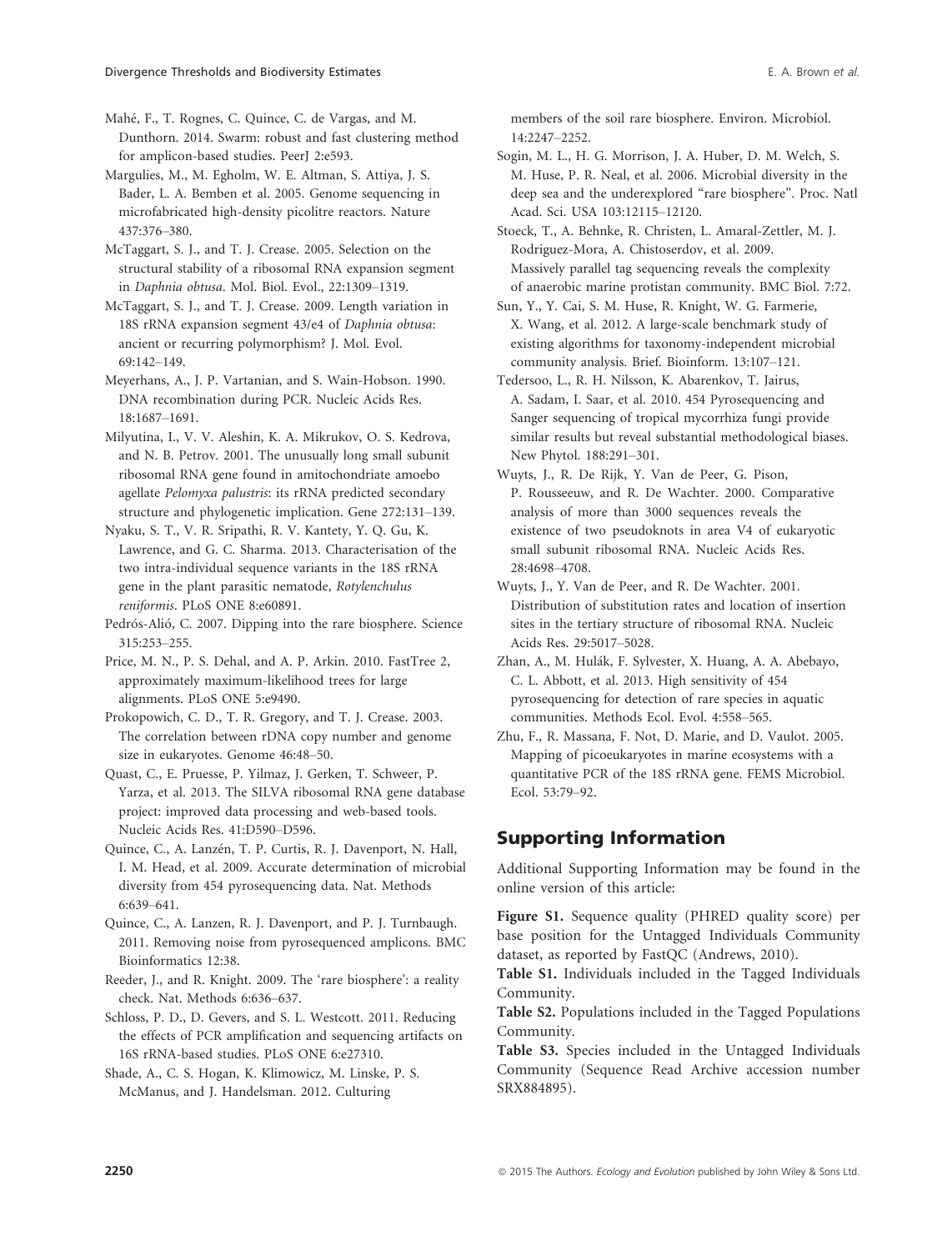Mahé, F., T. Rognes, C. Quince, C. de Vargas, and M. Dunthorn. 2014. Swarm: robust and fast clustering method for amplicon-based studies. PeerJ 2:e593.

Margulies, M., M. Egholm, W. E. Altman, S. Attiya, J. S. Bader, L. A. Bemben et al. 2005. Genome sequencing in microfabricated high-density picolitre reactors. Nature 437:376–380.

McTaggart, S. J., and T. J. Crease. 2005. Selection on the structural stability of a ribosomal RNA expansion segment in *Daphnia obtusa*. Mol. Biol. Evol., 22:1309–1319.

McTaggart, S. J., and T. J. Crease. 2009. Length variation in 18S rRNA expansion segment 43/e4 of *Daphnia obtusa*: ancient or recurring polymorphism? J. Mol. Evol. 69:142–149.

Meyerhans, A., J. P. Vartanian, and S. Wain-Hobson. 1990. DNA recombination during PCR. Nucleic Acids Res. 18:1687–1691.

Milyutina, I., V. V. Aleshin, K. A. Mikrukov, O. S. Kedrova, and N. B. Petrov. 2001. The unusually long small subunit ribosomal RNA gene found in amitochondriate amoebo agellate *Pelomyxa palustris*: its rRNA predicted secondary structure and phylogenetic implication. Gene 272:131–139.

Nyaku, S. T., V. R. Sripathi, R. V. Kantety, Y. Q. Gu, K. Lawrence, and G. C. Sharma. 2013. Characterisation of the two intra-individual sequence variants in the 18S rRNA gene in the plant parasitic nematode, *Rotylenchulus reniformis*. PLoS ONE 8:e60891.

Pedrós-Alió, C. 2007. Dipping into the rare biosphere. Science 315:253–255.

Price, M. N., P. S. Dehal, and A. P. Arkin. 2010. FastTree 2, approximately maximum-likelihood trees for large alignments. PLoS ONE 5:e9490.

Prokopowich, C. D., T. R. Gregory, and T. J. Crease. 2003. The correlation between rDNA copy number and genome size in eukaryotes. Genome 46:48–50.

Quast, C., E. Pruesse, P. Yilmaz, J. Gerken, T. Schweer, P. Yarza, et al. 2013. The SILVA ribosomal RNA gene database project: improved data processing and web-based tools. Nucleic Acids Res. 41:D590–D596.

Quince, C., A. Lanzén, T. P. Curtis, R. J. Davenport, N. Hall, I. M. Head, et al. 2009. Accurate determination of microbial diversity from 454 pyrosequencing data. Nat. Methods 6:639–641.

Quince, C., A. Lanzen, R. J. Davenport, and P. J. Turnbaugh. 2011. Removing noise from pyrosequenced amplicons. BMC Bioinformatics 12:38.

Reeder, J., and R. Knight. 2009. The 'rare biosphere': a reality check. Nat. Methods 6:636–637.

Schloss, P. D., D. Gevers, and S. L. Westcott. 2011. Reducing the effects of PCR amplification and sequencing artifacts on 16S rRNA-based studies. PLoS ONE 6:e27310.

Shade, A., C. S. Hogan, K. Klimowicz, M. Linske, P. S. McManus, and J. Handelsman. 2012. Culturing members of the soil rare biosphere. Environ. Microbiol. 14:2247–2252.

Sogin, M. L., H. G. Morrison, J. A. Huber, D. M. Welch, S. M. Huse, P. R. Neal, et al. 2006. Microbial diversity in the deep sea and the underexplored "rare biosphere". Proc. Natl Acad. Sci. USA 103:12115–12120.

Stoeck, T., A. Behnke, R. Christen, L. Amaral-Zettler, M. J. Rodriguez-Mora, A. Chistoserdov, et al. 2009. Massively parallel tag sequencing reveals the complexity of anaerobic marine protistan community. BMC Biol. 7:72.

Sun, Y., Y. Cai, S. M. Huse, R. Knight, W. G. Farmerie, X. Wang, et al. 2012. A large-scale benchmark study of existing algorithms for taxonomy-independent microbial community analysis. Brief. Bioinform. 13:107–121.

Tedersoo, L., R. H. Nilsson, K. Abarenkov, T. Jairus, A. Sadam, I. Saar, et al. 2010. 454 Pyrosequencing and Sanger sequencing of tropical mycorrhiza fungi provide similar results but reveal substantial methodological biases. New Phytol. 188:291–301.

Wuyts, J., R. De Rijk, Y. Van de Peer, G. Pison, P. Rousseeuw, and R. De Wachter. 2000. Comparative analysis of more than 3000 sequences reveals the existence of two pseudoknots in area V4 of eukaryotic small subunit ribosomal RNA. Nucleic Acids Res. 28:4698–4708.

Wuyts, J., Y. Van de Peer, and R. De Wachter. 2001. Distribution of substitution rates and location of insertion sites in the tertiary structure of ribosomal RNA. Nucleic Acids Res. 29:5017–5028.

Zhan, A., M. Hulák, F. Sylvester, X. Huang, A. A. Abebayo, C. L. Abbott, et al. 2013. High sensitivity of 454 pyrosequencing for detection of rare species in aquatic communities. Methods Ecol. Evol. 4:558–565.

Zhu, F., R. Massana, F. Not, D. Marie, and D. Vaulot. 2005. Mapping of picoeukaryotes in marine ecosystems with a quantitative PCR of the 18S rRNA gene. FEMS Microbiol. Ecol. 53:79–92.

## Supporting Information

Additional Supporting Information may be found in the online version of this article:

**Figure S1.** Sequence quality (PHRED quality score) per base position for the Untagged Individuals Community dataset, as reported by FastQC (Andrews, 2010).

**Table S1.** Individuals included in the Tagged Individuals Community.

**Table S2.** Populations included in the Tagged Populations Community.

**Table S3.** Species included in the Untagged Individuals Community (Sequence Read Archive accession number SRX884895).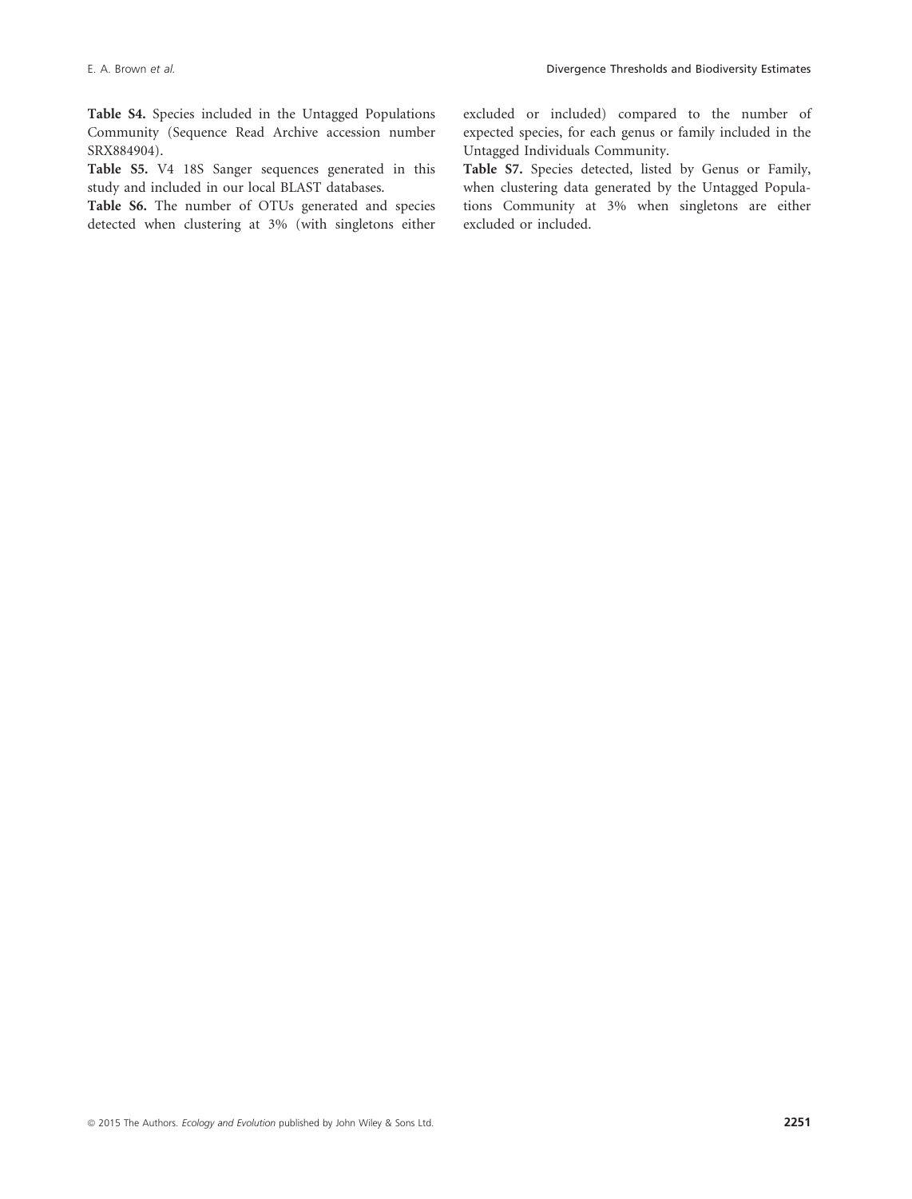**Table S4.** Species included in the Untagged Populations Community (Sequence Read Archive accession number SRX884904).

**Table S5.** V4 18S Sanger sequences generated in this study and included in our local BLAST databases.

**Table S6.** The number of OTUs generated and species detected when clustering at 3% (with singletons either excluded or included) compared to the number of expected species, for each genus or family included in the Untagged Individuals Community.

**Table S7.** Species detected, listed by Genus or Family, when clustering data generated by the Untagged Populations Community at 3% when singletons are either excluded or included.